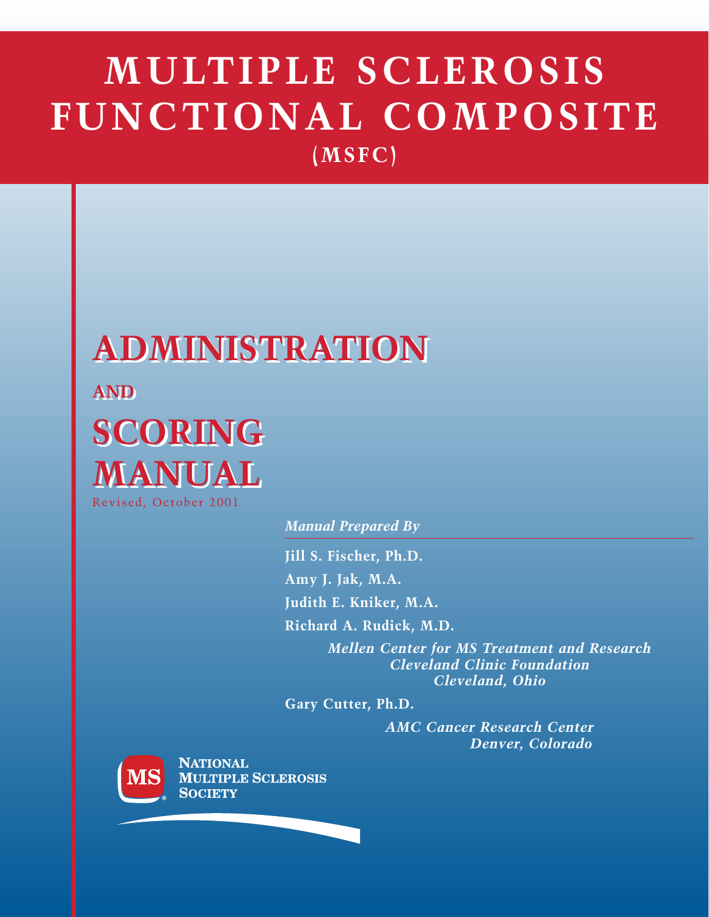# MULTIPLE SCLEROSIS FUNCTIONAL COMPOSITE

## (MSFC)

# ADMINISTRATION

## AND

# SCORING MANUAL

Revised, October 2001

*Manual Prepared By*

**Jill S. Fischer, Ph.D.**

**Amy J. Jak, M.A.**

**Judith E. Kniker, M.A.**

**Richard A. Rudick, M.D.**

***Mellen Center for MS Treatment and Research***
***Cleveland Clinic Foundation***
***Cleveland, Ohio***

**Gary Cutter, Ph.D.**

***AMC Cancer Research Center***
***Denver, Colorado***

NATIONAL MULTIPLE SCLEROSIS SOCIETY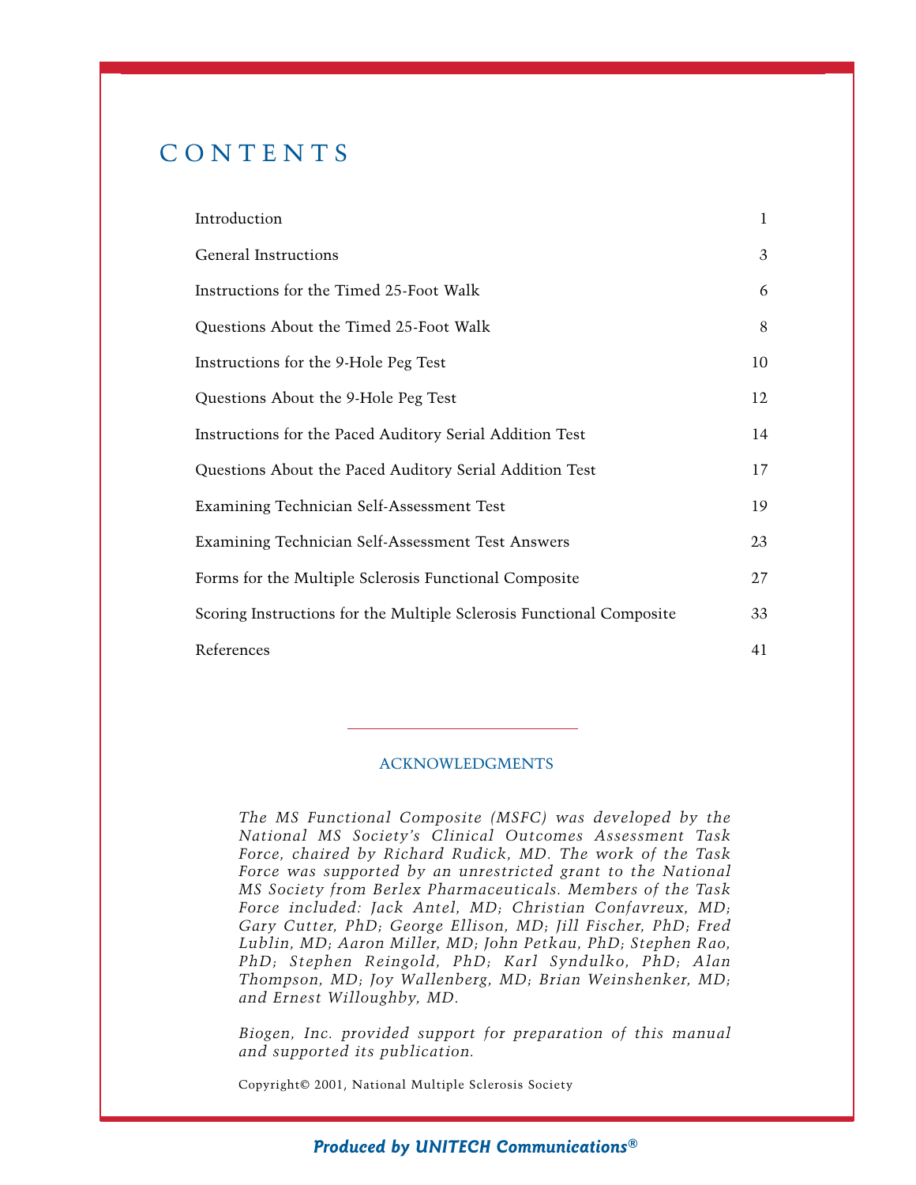# CONTENTS

| | |
|---|---|
| Introduction | 1 |
| General Instructions | 3 |
| Instructions for the Timed 25-Foot Walk | 6 |
| Questions About the Timed 25-Foot Walk | 8 |
| Instructions for the 9-Hole Peg Test | 10 |
| Questions About the 9-Hole Peg Test | 12 |
| Instructions for the Paced Auditory Serial Addition Test | 14 |
| Questions About the Paced Auditory Serial Addition Test | 17 |
| Examining Technician Self-Assessment Test | 19 |
| Examining Technician Self-Assessment Test Answers | 23 |
| Forms for the Multiple Sclerosis Functional Composite | 27 |
| Scoring Instructions for the Multiple Sclerosis Functional Composite | 33 |
| References | 41 |

## ACKNOWLEDGMENTS

*The MS Functional Composite (MSFC) was developed by the National MS Society's Clinical Outcomes Assessment Task Force, chaired by Richard Rudick, MD. The work of the Task Force was supported by an unrestricted grant to the National MS Society from Berlex Pharmaceuticals. Members of the Task Force included: Jack Antel, MD; Christian Confavreux, MD; Gary Cutter, PhD; George Ellison, MD; Jill Fischer, PhD; Fred Lublin, MD; Aaron Miller, MD; John Petkau, PhD; Stephen Rao, PhD; Stephen Reingold, PhD; Karl Syndulko, PhD; Alan Thompson, MD; Joy Wallenberg, MD; Brian Weinshenker, MD; and Ernest Willoughby, MD.*

*Biogen, Inc. provided support for preparation of this manual and supported its publication.*

Copyright© 2001, National Multiple Sclerosis Society

***Produced by UNITECH Communications®***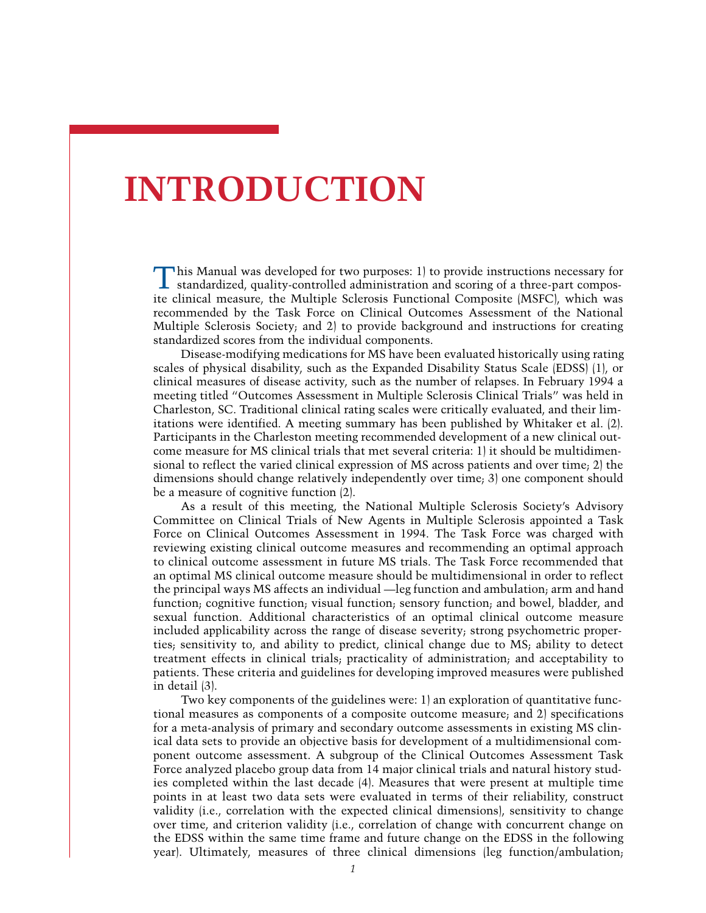# INTRODUCTION

This Manual was developed for two purposes: 1) to provide instructions necessary for standardized, quality-controlled administration and scoring of a three-part composite clinical measure, the Multiple Sclerosis Functional Composite (MSFC), which was recommended by the Task Force on Clinical Outcomes Assessment of the National Multiple Sclerosis Society; and 2) to provide background and instructions for creating standardized scores from the individual components.

Disease-modifying medications for MS have been evaluated historically using rating scales of physical disability, such as the Expanded Disability Status Scale (EDSS) (1), or clinical measures of disease activity, such as the number of relapses. In February 1994 a meeting titled "Outcomes Assessment in Multiple Sclerosis Clinical Trials" was held in Charleston, SC. Traditional clinical rating scales were critically evaluated, and their limitations were identified. A meeting summary has been published by Whitaker et al. (2). Participants in the Charleston meeting recommended development of a new clinical outcome measure for MS clinical trials that met several criteria: 1) it should be multidimensional to reflect the varied clinical expression of MS across patients and over time; 2) the dimensions should change relatively independently over time; 3) one component should be a measure of cognitive function (2).

As a result of this meeting, the National Multiple Sclerosis Society's Advisory Committee on Clinical Trials of New Agents in Multiple Sclerosis appointed a Task Force on Clinical Outcomes Assessment in 1994. The Task Force was charged with reviewing existing clinical outcome measures and recommending an optimal approach to clinical outcome assessment in future MS trials. The Task Force recommended that an optimal MS clinical outcome measure should be multidimensional in order to reflect the principal ways MS affects an individual —leg function and ambulation; arm and hand function; cognitive function; visual function; sensory function; and bowel, bladder, and sexual function. Additional characteristics of an optimal clinical outcome measure included applicability across the range of disease severity; strong psychometric properties; sensitivity to, and ability to predict, clinical change due to MS; ability to detect treatment effects in clinical trials; practicality of administration; and acceptability to patients. These criteria and guidelines for developing improved measures were published in detail (3).

Two key components of the guidelines were: 1) an exploration of quantitative functional measures as components of a composite outcome measure; and 2) specifications for a meta-analysis of primary and secondary outcome assessments in existing MS clinical data sets to provide an objective basis for development of a multidimensional component outcome assessment. A subgroup of the Clinical Outcomes Assessment Task Force analyzed placebo group data from 14 major clinical trials and natural history studies completed within the last decade (4). Measures that were present at multiple time points in at least two data sets were evaluated in terms of their reliability, construct validity (i.e., correlation with the expected clinical dimensions), sensitivity to change over time, and criterion validity (i.e., correlation of change with concurrent change on the EDSS within the same time frame and future change on the EDSS in the following year). Ultimately, measures of three clinical dimensions (leg function/ambulation;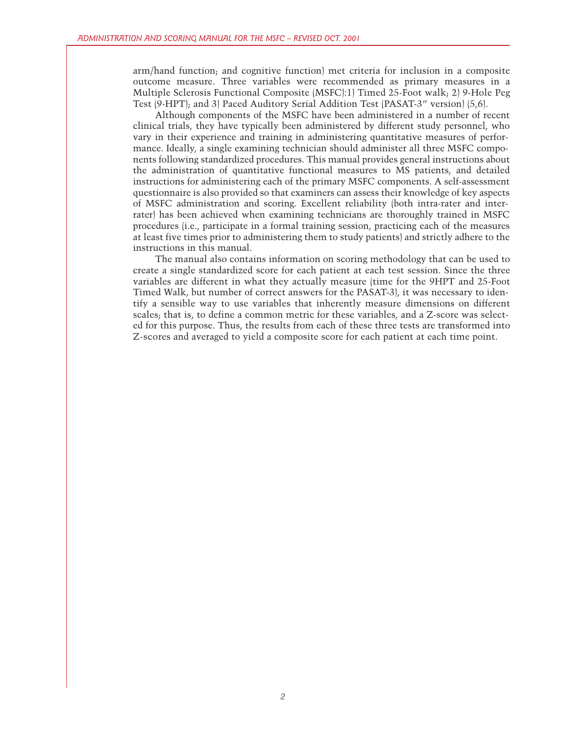arm/hand function; and cognitive function) met criteria for inclusion in a composite outcome measure. Three variables were recommended as primary measures in a Multiple Sclerosis Functional Composite (MSFC):1) Timed 25-Foot walk; 2) 9-Hole Peg Test (9-HPT); and 3) Paced Auditory Serial Addition Test (PASAT-3" version) (5,6).

Although components of the MSFC have been administered in a number of recent clinical trials, they have typically been administered by different study personnel, who vary in their experience and training in administering quantitative measures of performance. Ideally, a single examining technician should administer all three MSFC components following standardized procedures. This manual provides general instructions about the administration of quantitative functional measures to MS patients, and detailed instructions for administering each of the primary MSFC components. A self-assessment questionnaire is also provided so that examiners can assess their knowledge of key aspects of MSFC administration and scoring. Excellent reliability (both intra-rater and inter-rater) has been achieved when examining technicians are thoroughly trained in MSFC procedures (i.e., participate in a formal training session, practicing each of the measures at least five times prior to administering them to study patients) and strictly adhere to the instructions in this manual.

The manual also contains information on scoring methodology that can be used to create a single standardized score for each patient at each test session. Since the three variables are different in what they actually measure (time for the 9HPT and 25-Foot Timed Walk, but number of correct answers for the PASAT-3), it was necessary to identify a sensible way to use variables that inherently measure dimensions on different scales; that is, to define a common metric for these variables, and a Z-score was selected for this purpose. Thus, the results from each of these three tests are transformed into Z-scores and averaged to yield a composite score for each patient at each time point.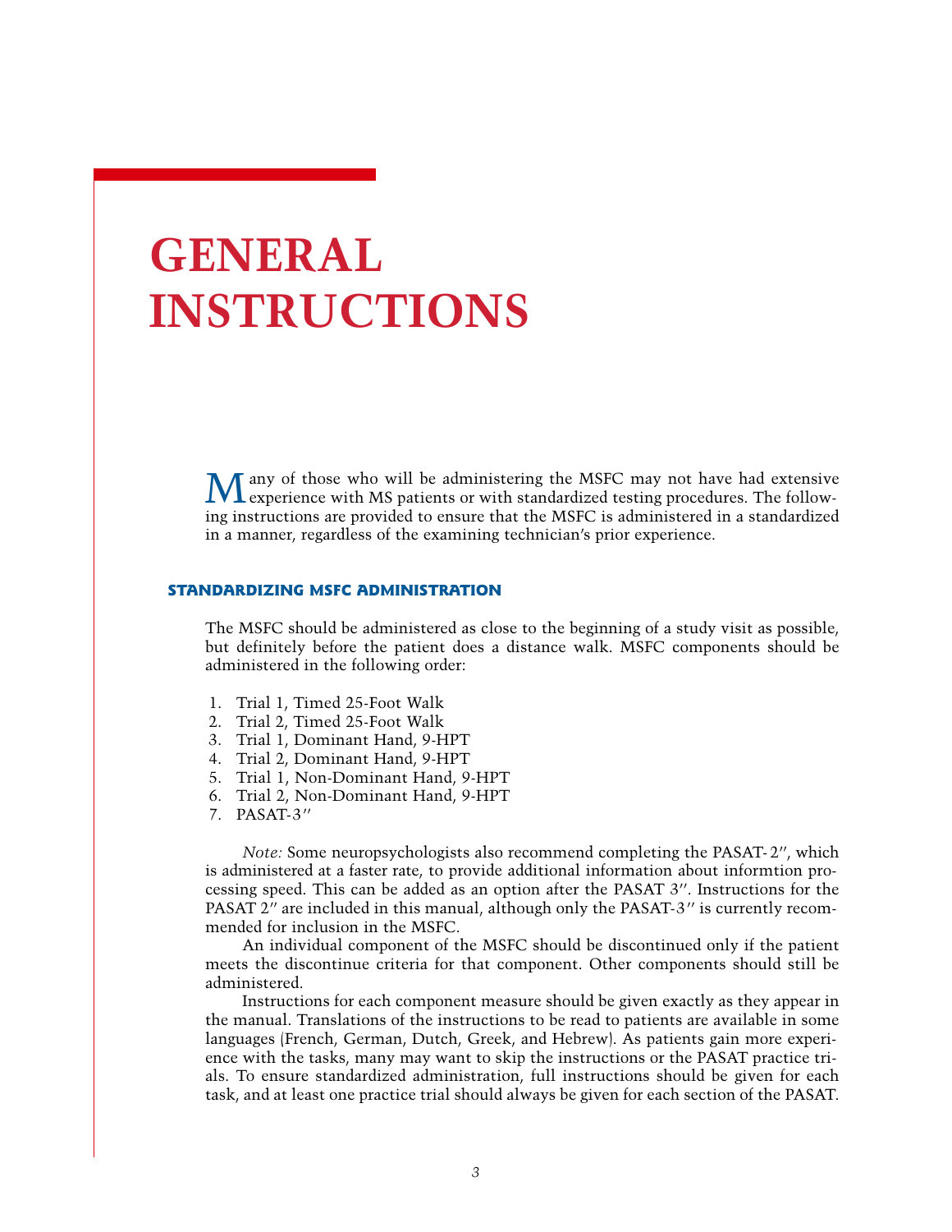# GENERAL INSTRUCTIONS

Many of those who will be administering the MSFC may not have had extensive experience with MS patients or with standardized testing procedures. The following instructions are provided to ensure that the MSFC is administered in a standardized in a manner, regardless of the examining technician's prior experience.

## STANDARDIZING MSFC ADMINISTRATION

The MSFC should be administered as close to the beginning of a study visit as possible, but definitely before the patient does a distance walk. MSFC components should be administered in the following order:

1. Trial 1, Timed 25-Foot Walk
2. Trial 2, Timed 25-Foot Walk
3. Trial 1, Dominant Hand, 9-HPT
4. Trial 2, Dominant Hand, 9-HPT
5. Trial 1, Non-Dominant Hand, 9-HPT
6. Trial 2, Non-Dominant Hand, 9-HPT
7. PASAT-3″

*Note:* Some neuropsychologists also recommend completing the PASAT-2″, which is administered at a faster rate, to provide additional information about informtion processing speed. This can be added as an option after the PASAT 3″. Instructions for the PASAT 2″ are included in this manual, although only the PASAT-3″ is currently recommended for inclusion in the MSFC.

An individual component of the MSFC should be discontinued only if the patient meets the discontinue criteria for that component. Other components should still be administered.

Instructions for each component measure should be given exactly as they appear in the manual. Translations of the instructions to be read to patients are available in some languages (French, German, Dutch, Greek, and Hebrew). As patients gain more experience with the tasks, many may want to skip the instructions or the PASAT practice trials. To ensure standardized administration, full instructions should be given for each task, and at least one practice trial should always be given for each section of the PASAT.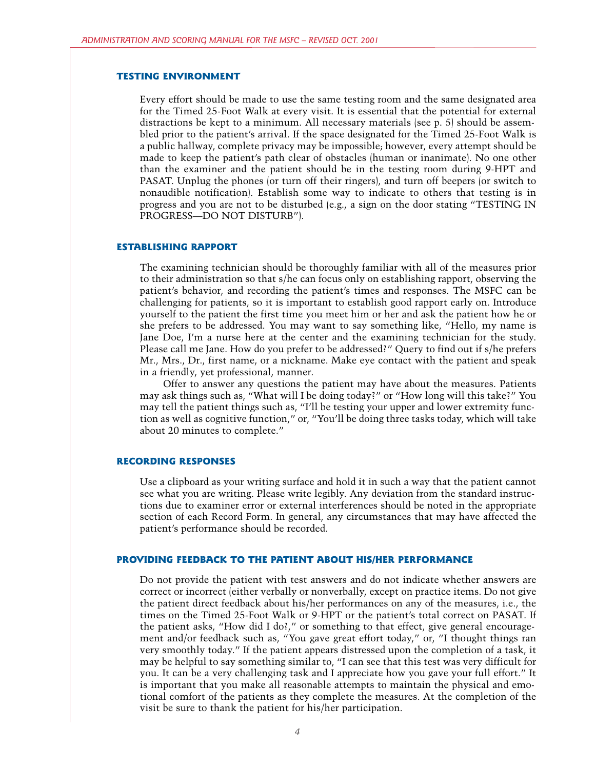## TESTING ENVIRONMENT

Every effort should be made to use the same testing room and the same designated area for the Timed 25-Foot Walk at every visit. It is essential that the potential for external distractions be kept to a minimum. All necessary materials (see p. 5) should be assembled prior to the patient's arrival. If the space designated for the Timed 25-Foot Walk is a public hallway, complete privacy may be impossible; however, every attempt should be made to keep the patient's path clear of obstacles (human or inanimate). No one other than the examiner and the patient should be in the testing room during 9-HPT and PASAT. Unplug the phones (or turn off their ringers), and turn off beepers (or switch to nonaudible notification). Establish some way to indicate to others that testing is in progress and you are not to be disturbed (e.g., a sign on the door stating "TESTING IN PROGRESS—DO NOT DISTURB").

## ESTABLISHING RAPPORT

The examining technician should be thoroughly familiar with all of the measures prior to their administration so that s/he can focus only on establishing rapport, observing the patient's behavior, and recording the patient's times and responses. The MSFC can be challenging for patients, so it is important to establish good rapport early on. Introduce yourself to the patient the first time you meet him or her and ask the patient how he or she prefers to be addressed. You may want to say something like, "Hello, my name is Jane Doe, I'm a nurse here at the center and the examining technician for the study. Please call me Jane. How do you prefer to be addressed?" Query to find out if s/he prefers Mr., Mrs., Dr., first name, or a nickname. Make eye contact with the patient and speak in a friendly, yet professional, manner.

Offer to answer any questions the patient may have about the measures. Patients may ask things such as, "What will I be doing today?" or "How long will this take?" You may tell the patient things such as, "I'll be testing your upper and lower extremity function as well as cognitive function," or, "You'll be doing three tasks today, which will take about 20 minutes to complete."

## RECORDING RESPONSES

Use a clipboard as your writing surface and hold it in such a way that the patient cannot see what you are writing. Please write legibly. Any deviation from the standard instructions due to examiner error or external interferences should be noted in the appropriate section of each Record Form. In general, any circumstances that may have affected the patient's performance should be recorded.

## PROVIDING FEEDBACK TO THE PATIENT ABOUT HIS/HER PERFORMANCE

Do not provide the patient with test answers and do not indicate whether answers are correct or incorrect (either verbally or nonverbally, except on practice items. Do not give the patient direct feedback about his/her performances on any of the measures, i.e., the times on the Timed 25-Foot Walk or 9-HPT or the patient's total correct on PASAT. If the patient asks, "How did I do?," or something to that effect, give general encouragement and/or feedback such as, "You gave great effort today," or, "I thought things ran very smoothly today." If the patient appears distressed upon the completion of a task, it may be helpful to say something similar to, "I can see that this test was very difficult for you. It can be a very challenging task and I appreciate how you gave your full effort." It is important that you make all reasonable attempts to maintain the physical and emotional comfort of the patients as they complete the measures. At the completion of the visit be sure to thank the patient for his/her participation.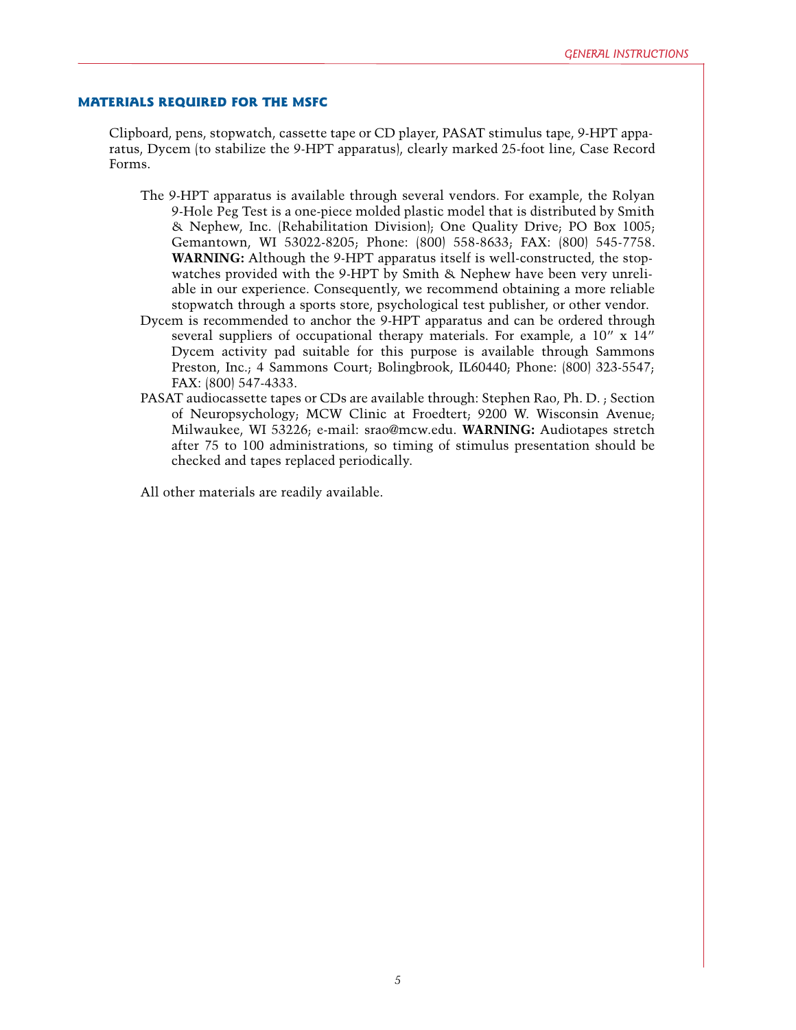## MATERIALS REQUIRED FOR THE MSFC

Clipboard, pens, stopwatch, cassette tape or CD player, PASAT stimulus tape, 9-HPT apparatus, Dycem (to stabilize the 9-HPT apparatus), clearly marked 25-foot line, Case Record Forms.

The 9-HPT apparatus is available through several vendors. For example, the Rolyan 9-Hole Peg Test is a one-piece molded plastic model that is distributed by Smith & Nephew, Inc. (Rehabilitation Division); One Quality Drive; PO Box 1005; Gemantown, WI 53022-8205; Phone: (800) 558-8633; FAX: (800) 545-7758. **WARNING:** Although the 9-HPT apparatus itself is well-constructed, the stopwatches provided with the 9-HPT by Smith & Nephew have been very unreliable in our experience. Consequently, we recommend obtaining a more reliable stopwatch through a sports store, psychological test publisher, or other vendor.

Dycem is recommended to anchor the 9-HPT apparatus and can be ordered through several suppliers of occupational therapy materials. For example, a 10″ x 14″ Dycem activity pad suitable for this purpose is available through Sammons Preston, Inc.; 4 Sammons Court; Bolingbrook, IL60440; Phone: (800) 323-5547; FAX: (800) 547-4333.

PASAT audiocassette tapes or CDs are available through: Stephen Rao, Ph. D. ; Section of Neuropsychology; MCW Clinic at Froedtert; 9200 W. Wisconsin Avenue; Milwaukee, WI 53226; e-mail: srao@mcw.edu. **WARNING:** Audiotapes stretch after 75 to 100 administrations, so timing of stimulus presentation should be checked and tapes replaced periodically.

All other materials are readily available.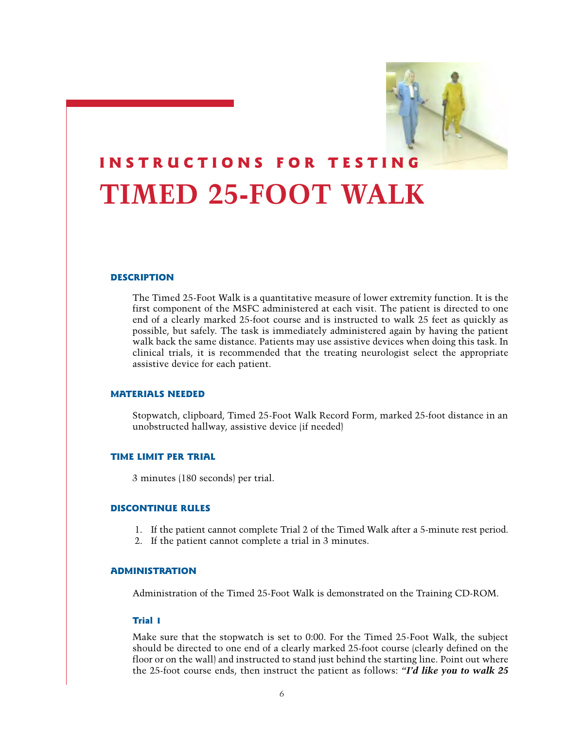INSTRUCTIONS FOR TESTING

# TIMED 25-FOOT WALK

## DESCRIPTION

The Timed 25-Foot Walk is a quantitative measure of lower extremity function. It is the first component of the MSFC administered at each visit. The patient is directed to one end of a clearly marked 25-foot course and is instructed to walk 25 feet as quickly as possible, but safely. The task is immediately administered again by having the patient walk back the same distance. Patients may use assistive devices when doing this task. In clinical trials, it is recommended that the treating neurologist select the appropriate assistive device for each patient.

## MATERIALS NEEDED

Stopwatch, clipboard, Timed 25-Foot Walk Record Form, marked 25-foot distance in an unobstructed hallway, assistive device (if needed)

## TIME LIMIT PER TRIAL

3 minutes (180 seconds) per trial.

## DISCONTINUE RULES

1. If the patient cannot complete Trial 2 of the Timed Walk after a 5-minute rest period.
2. If the patient cannot complete a trial in 3 minutes.

## ADMINISTRATION

Administration of the Timed 25-Foot Walk is demonstrated on the Training CD-ROM.

### Trial 1

Make sure that the stopwatch is set to 0:00. For the Timed 25-Foot Walk, the subject should be directed to one end of a clearly marked 25-foot course (clearly defined on the floor or on the wall) and instructed to stand just behind the starting line. Point out where the 25-foot course ends, then instruct the patient as follows: ***"I'd like you to walk 25***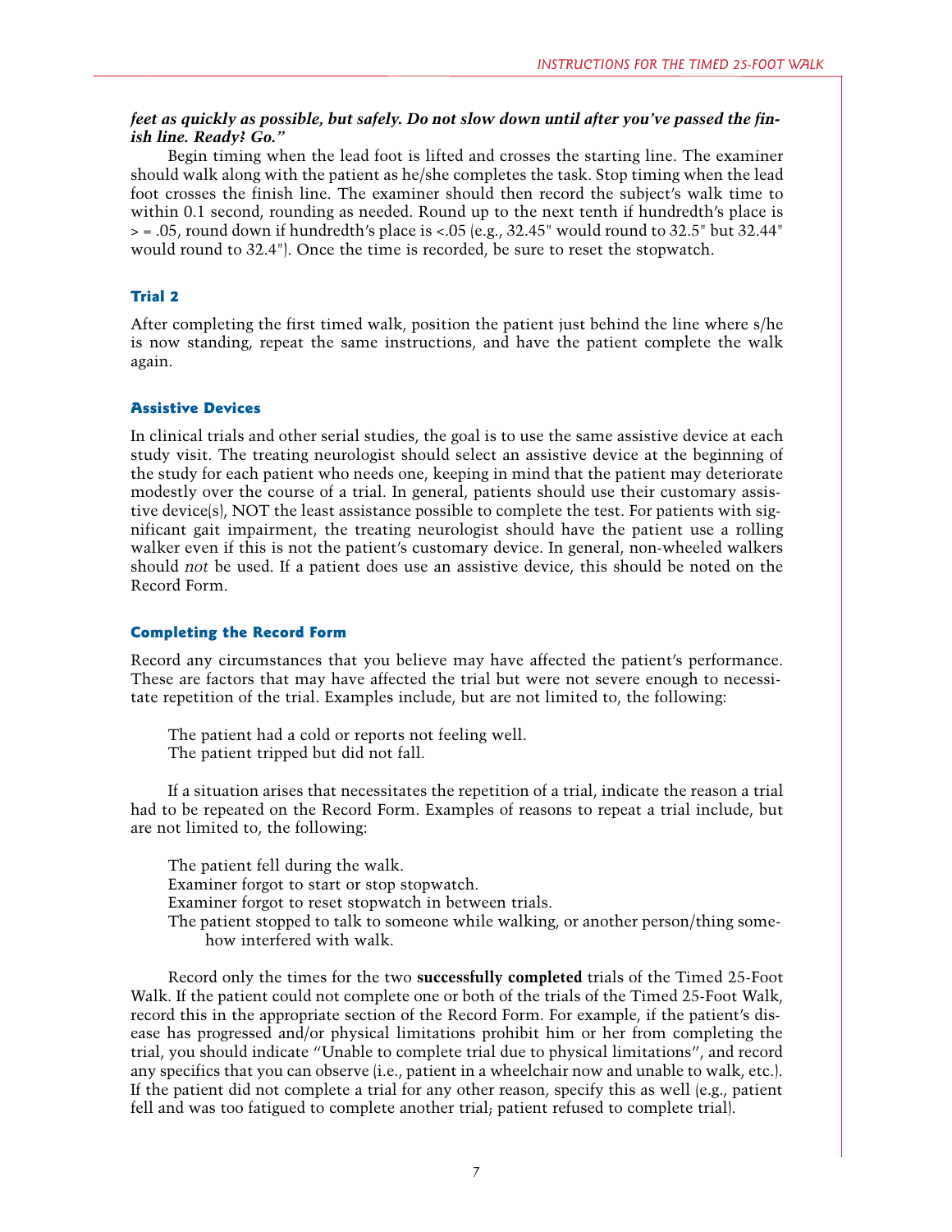***feet as quickly as possible, but safely. Do not slow down until after you've passed the finish line. Ready? Go."***

Begin timing when the lead foot is lifted and crosses the starting line. The examiner should walk along with the patient as he/she completes the task. Stop timing when the lead foot crosses the finish line. The examiner should then record the subject's walk time to within 0.1 second, rounding as needed. Round up to the next tenth if hundredth's place is > = .05, round down if hundredth's place is <.05 (e.g., 32.45" would round to 32.5" but 32.44" would round to 32.4"). Once the time is recorded, be sure to reset the stopwatch.

### Trial 2

After completing the first timed walk, position the patient just behind the line where s/he is now standing, repeat the same instructions, and have the patient complete the walk again.

### Assistive Devices

In clinical trials and other serial studies, the goal is to use the same assistive device at each study visit. The treating neurologist should select an assistive device at the beginning of the study for each patient who needs one, keeping in mind that the patient may deteriorate modestly over the course of a trial. In general, patients should use their customary assistive device(s), NOT the least assistance possible to complete the test. For patients with significant gait impairment, the treating neurologist should have the patient use a rolling walker even if this is not the patient's customary device. In general, non-wheeled walkers should *not* be used. If a patient does use an assistive device, this should be noted on the Record Form.

### Completing the Record Form

Record any circumstances that you believe may have affected the patient's performance. These are factors that may have affected the trial but were not severe enough to necessitate repetition of the trial. Examples include, but are not limited to, the following:

The patient had a cold or reports not feeling well.
The patient tripped but did not fall.

If a situation arises that necessitates the repetition of a trial, indicate the reason a trial had to be repeated on the Record Form. Examples of reasons to repeat a trial include, but are not limited to, the following:

The patient fell during the walk.
Examiner forgot to start or stop stopwatch.
Examiner forgot to reset stopwatch in between trials.
The patient stopped to talk to someone while walking, or another person/thing somehow interfered with walk.

Record only the times for the two **successfully completed** trials of the Timed 25-Foot Walk. If the patient could not complete one or both of the trials of the Timed 25-Foot Walk, record this in the appropriate section of the Record Form. For example, if the patient's disease has progressed and/or physical limitations prohibit him or her from completing the trial, you should indicate "Unable to complete trial due to physical limitations", and record any specifics that you can observe (i.e., patient in a wheelchair now and unable to walk, etc.). If the patient did not complete a trial for any other reason, specify this as well (e.g., patient fell and was too fatigued to complete another trial; patient refused to complete trial).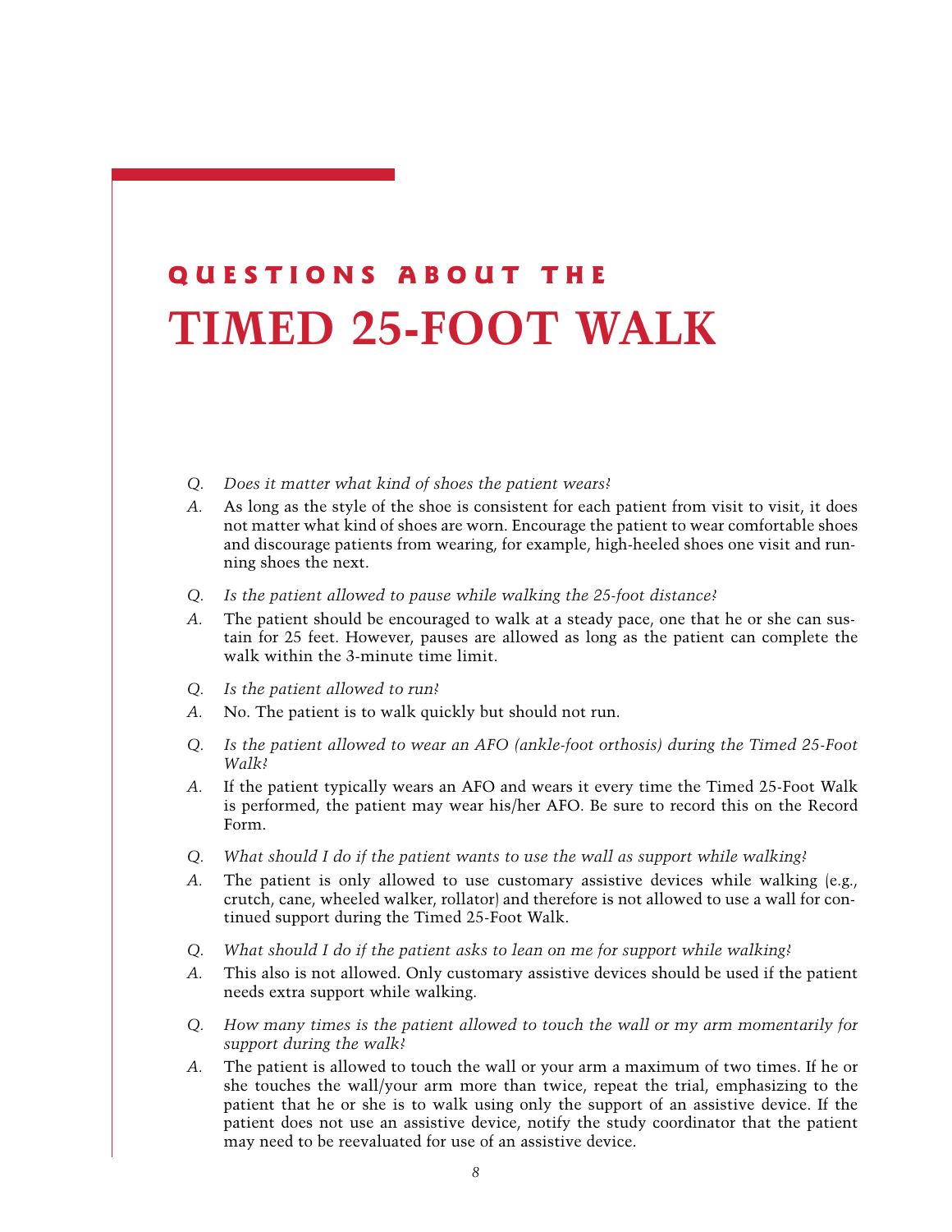# QUESTIONS ABOUT THE TIMED 25-FOOT WALK

*Q. Does it matter what kind of shoes the patient wears?*

A. As long as the style of the shoe is consistent for each patient from visit to visit, it does not matter what kind of shoes are worn. Encourage the patient to wear comfortable shoes and discourage patients from wearing, for example, high-heeled shoes one visit and running shoes the next.

*Q. Is the patient allowed to pause while walking the 25-foot distance?*

A. The patient should be encouraged to walk at a steady pace, one that he or she can sustain for 25 feet. However, pauses are allowed as long as the patient can complete the walk within the 3-minute time limit.

*Q. Is the patient allowed to run?*

A. No. The patient is to walk quickly but should not run.

*Q. Is the patient allowed to wear an AFO (ankle-foot orthosis) during the Timed 25-Foot Walk?*

A. If the patient typically wears an AFO and wears it every time the Timed 25-Foot Walk is performed, the patient may wear his/her AFO. Be sure to record this on the Record Form.

*Q. What should I do if the patient wants to use the wall as support while walking?*

A. The patient is only allowed to use customary assistive devices while walking (e.g., crutch, cane, wheeled walker, rollator) and therefore is not allowed to use a wall for continued support during the Timed 25-Foot Walk.

*Q. What should I do if the patient asks to lean on me for support while walking?*

A. This also is not allowed. Only customary assistive devices should be used if the patient needs extra support while walking.

*Q. How many times is the patient allowed to touch the wall or my arm momentarily for support during the walk?*

A. The patient is allowed to touch the wall or your arm a maximum of two times. If he or she touches the wall/your arm more than twice, repeat the trial, emphasizing to the patient that he or she is to walk using only the support of an assistive device. If the patient does not use an assistive device, notify the study coordinator that the patient may need to be reevaluated for use of an assistive device.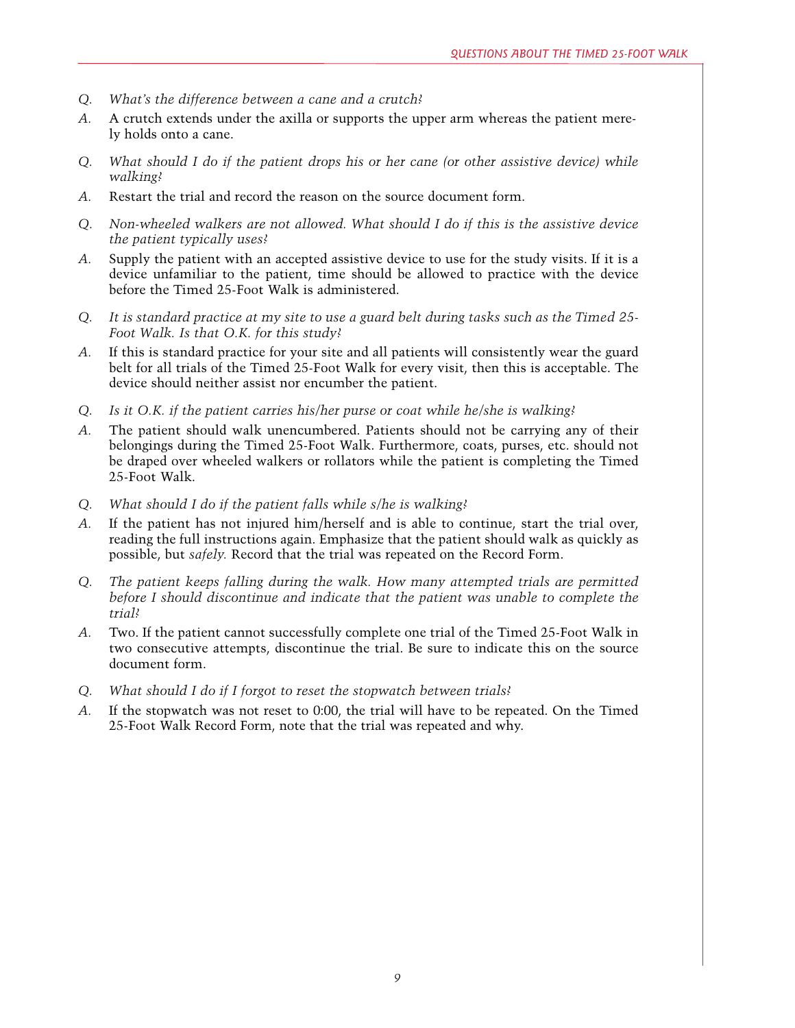*Q. What's the difference between a cane and a crutch?*

*A.* A crutch extends under the axilla or supports the upper arm whereas the patient merely holds onto a cane.

*Q. What should I do if the patient drops his or her cane (or other assistive device) while walking?*

*A.* Restart the trial and record the reason on the source document form.

*Q. Non-wheeled walkers are not allowed. What should I do if this is the assistive device the patient typically uses?*

*A.* Supply the patient with an accepted assistive device to use for the study visits. If it is a device unfamiliar to the patient, time should be allowed to practice with the device before the Timed 25-Foot Walk is administered.

*Q. It is standard practice at my site to use a guard belt during tasks such as the Timed 25-Foot Walk. Is that O.K. for this study?*

*A.* If this is standard practice for your site and all patients will consistently wear the guard belt for all trials of the Timed 25-Foot Walk for every visit, then this is acceptable. The device should neither assist nor encumber the patient.

*Q. Is it O.K. if the patient carries his/her purse or coat while he/she is walking?*

*A.* The patient should walk unencumbered. Patients should not be carrying any of their belongings during the Timed 25-Foot Walk. Furthermore, coats, purses, etc. should not be draped over wheeled walkers or rollators while the patient is completing the Timed 25-Foot Walk.

*Q. What should I do if the patient falls while s/he is walking?*

*A.* If the patient has not injured him/herself and is able to continue, start the trial over, reading the full instructions again. Emphasize that the patient should walk as quickly as possible, but *safely.* Record that the trial was repeated on the Record Form.

*Q. The patient keeps falling during the walk. How many attempted trials are permitted before I should discontinue and indicate that the patient was unable to complete the trial?*

*A.* Two. If the patient cannot successfully complete one trial of the Timed 25-Foot Walk in two consecutive attempts, discontinue the trial. Be sure to indicate this on the source document form.

*Q. What should I do if I forgot to reset the stopwatch between trials?*

*A.* If the stopwatch was not reset to 0:00, the trial will have to be repeated. On the Timed 25-Foot Walk Record Form, note that the trial was repeated and why.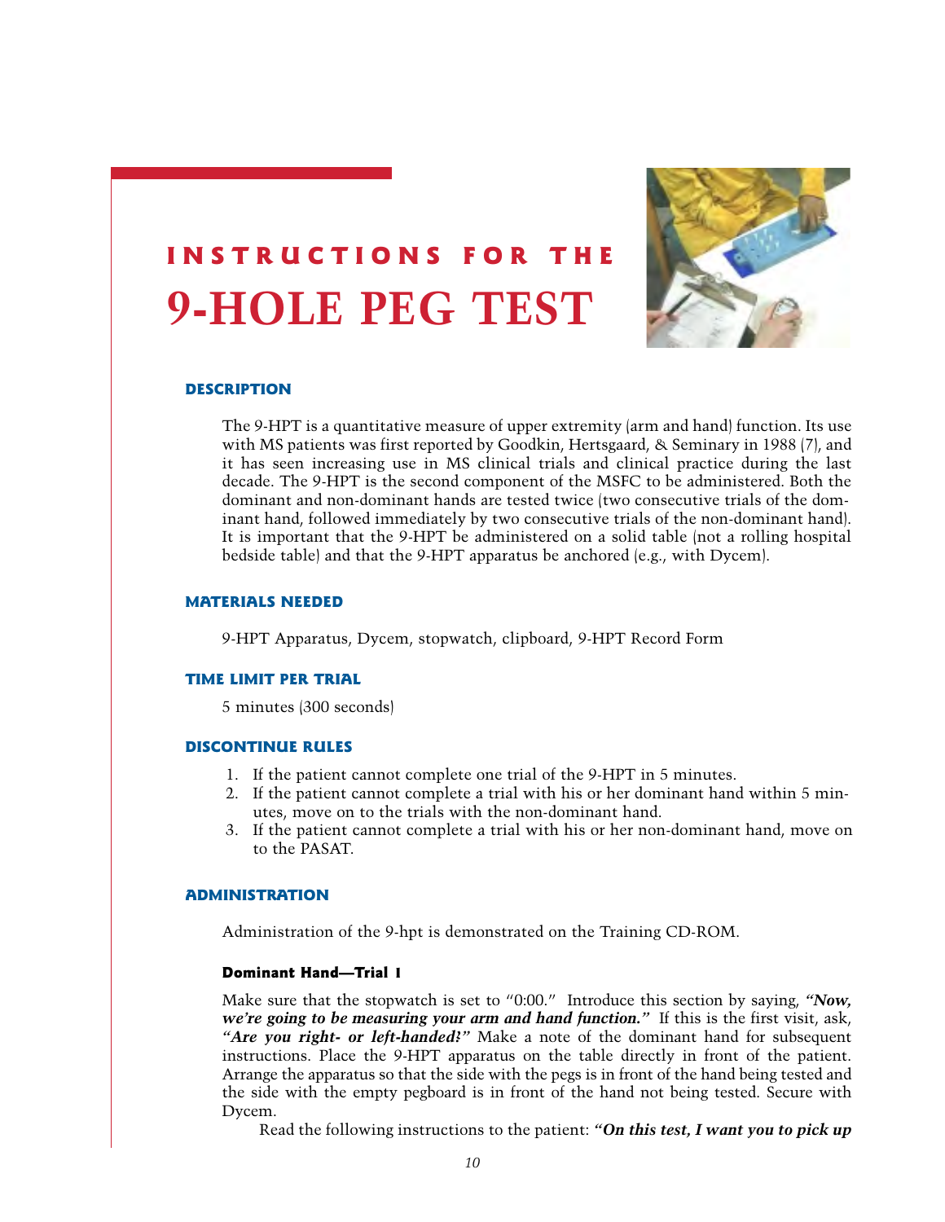# INSTRUCTIONS FOR THE 9-HOLE PEG TEST

### DESCRIPTION

The 9-HPT is a quantitative measure of upper extremity (arm and hand) function. Its use with MS patients was first reported by Goodkin, Hertsgaard, & Seminary in 1988 (7), and it has seen increasing use in MS clinical trials and clinical practice during the last decade. The 9-HPT is the second component of the MSFC to be administered. Both the dominant and non-dominant hands are tested twice (two consecutive trials of the dominant hand, followed immediately by two consecutive trials of the non-dominant hand). It is important that the 9-HPT be administered on a solid table (not a rolling hospital bedside table) and that the 9-HPT apparatus be anchored (e.g., with Dycem).

### MATERIALS NEEDED

9-HPT Apparatus, Dycem, stopwatch, clipboard, 9-HPT Record Form

### TIME LIMIT PER TRIAL

5 minutes (300 seconds)

### DISCONTINUE RULES

1. If the patient cannot complete one trial of the 9-HPT in 5 minutes.
2. If the patient cannot complete a trial with his or her dominant hand within 5 minutes, move on to the trials with the non-dominant hand.
3. If the patient cannot complete a trial with his or her non-dominant hand, move on to the PASAT.

### ADMINISTRATION

Administration of the 9-hpt is demonstrated on the Training CD-ROM.

#### Dominant Hand—Trial 1

Make sure that the stopwatch is set to "0:00." Introduce this section by saying, ***"Now, we're going to be measuring your arm and hand function."*** If this is the first visit, ask, ***"Are you right- or left-handed?"*** Make a note of the dominant hand for subsequent instructions. Place the 9-HPT apparatus on the table directly in front of the patient. Arrange the apparatus so that the side with the pegs is in front of the hand being tested and the side with the empty pegboard is in front of the hand not being tested. Secure with Dycem.

Read the following instructions to the patient: ***"On this test, I want you to pick up***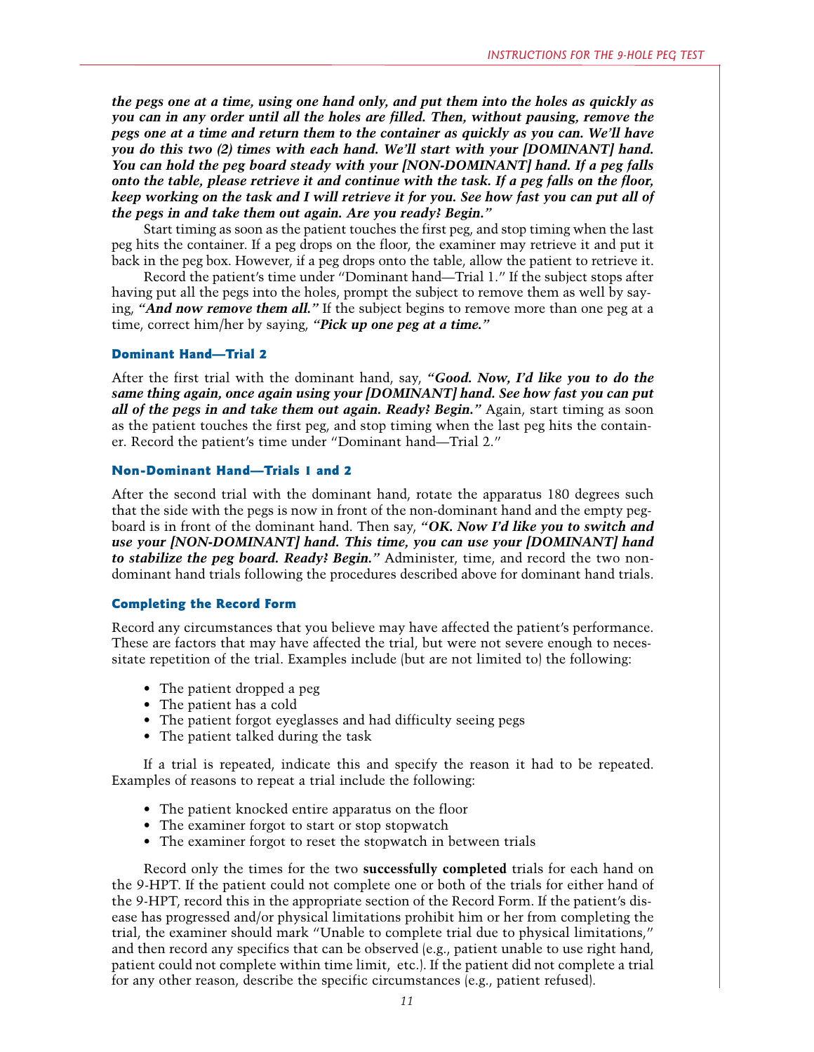***the pegs one at a time, using one hand only, and put them into the holes as quickly as you can in any order until all the holes are filled. Then, without pausing, remove the pegs one at a time and return them to the container as quickly as you can. We'll have you do this two (2) times with each hand. We'll start with your [DOMINANT] hand. You can hold the peg board steady with your [NON-DOMINANT] hand. If a peg falls onto the table, please retrieve it and continue with the task. If a peg falls on the floor, keep working on the task and I will retrieve it for you. See how fast you can put all of the pegs in and take them out again. Are you ready? Begin."***

Start timing as soon as the patient touches the first peg, and stop timing when the last peg hits the container. If a peg drops on the floor, the examiner may retrieve it and put it back in the peg box. However, if a peg drops onto the table, allow the patient to retrieve it.

Record the patient's time under "Dominant hand—Trial 1." If the subject stops after having put all the pegs into the holes, prompt the subject to remove them as well by saying, ***"And now remove them all."*** If the subject begins to remove more than one peg at a time, correct him/her by saying, ***"Pick up one peg at a time."***

### Dominant Hand—Trial 2

After the first trial with the dominant hand, say, ***"Good. Now, I'd like you to do the same thing again, once again using your [DOMINANT] hand. See how fast you can put all of the pegs in and take them out again. Ready? Begin."*** Again, start timing as soon as the patient touches the first peg, and stop timing when the last peg hits the container. Record the patient's time under "Dominant hand—Trial 2."

### Non-Dominant Hand—Trials 1 and 2

After the second trial with the dominant hand, rotate the apparatus 180 degrees such that the side with the pegs is now in front of the non-dominant hand and the empty pegboard is in front of the dominant hand. Then say, ***"OK. Now I'd like you to switch and use your [NON-DOMINANT] hand. This time, you can use your [DOMINANT] hand to stabilize the peg board. Ready? Begin."*** Administer, time, and record the two non-dominant hand trials following the procedures described above for dominant hand trials.

### Completing the Record Form

Record any circumstances that you believe may have affected the patient's performance. These are factors that may have affected the trial, but were not severe enough to necessitate repetition of the trial. Examples include (but are not limited to) the following:

- The patient dropped a peg
- The patient has a cold
- The patient forgot eyeglasses and had difficulty seeing pegs
- The patient talked during the task

If a trial is repeated, indicate this and specify the reason it had to be repeated. Examples of reasons to repeat a trial include the following:

- The patient knocked entire apparatus on the floor
- The examiner forgot to start or stop stopwatch
- The examiner forgot to reset the stopwatch in between trials

Record only the times for the two **successfully completed** trials for each hand on the 9-HPT. If the patient could not complete one or both of the trials for either hand of the 9-HPT, record this in the appropriate section of the Record Form. If the patient's disease has progressed and/or physical limitations prohibit him or her from completing the trial, the examiner should mark "Unable to complete trial due to physical limitations," and then record any specifics that can be observed (e.g., patient unable to use right hand, patient could not complete within time limit, etc.). If the patient did not complete a trial for any other reason, describe the specific circumstances (e.g., patient refused).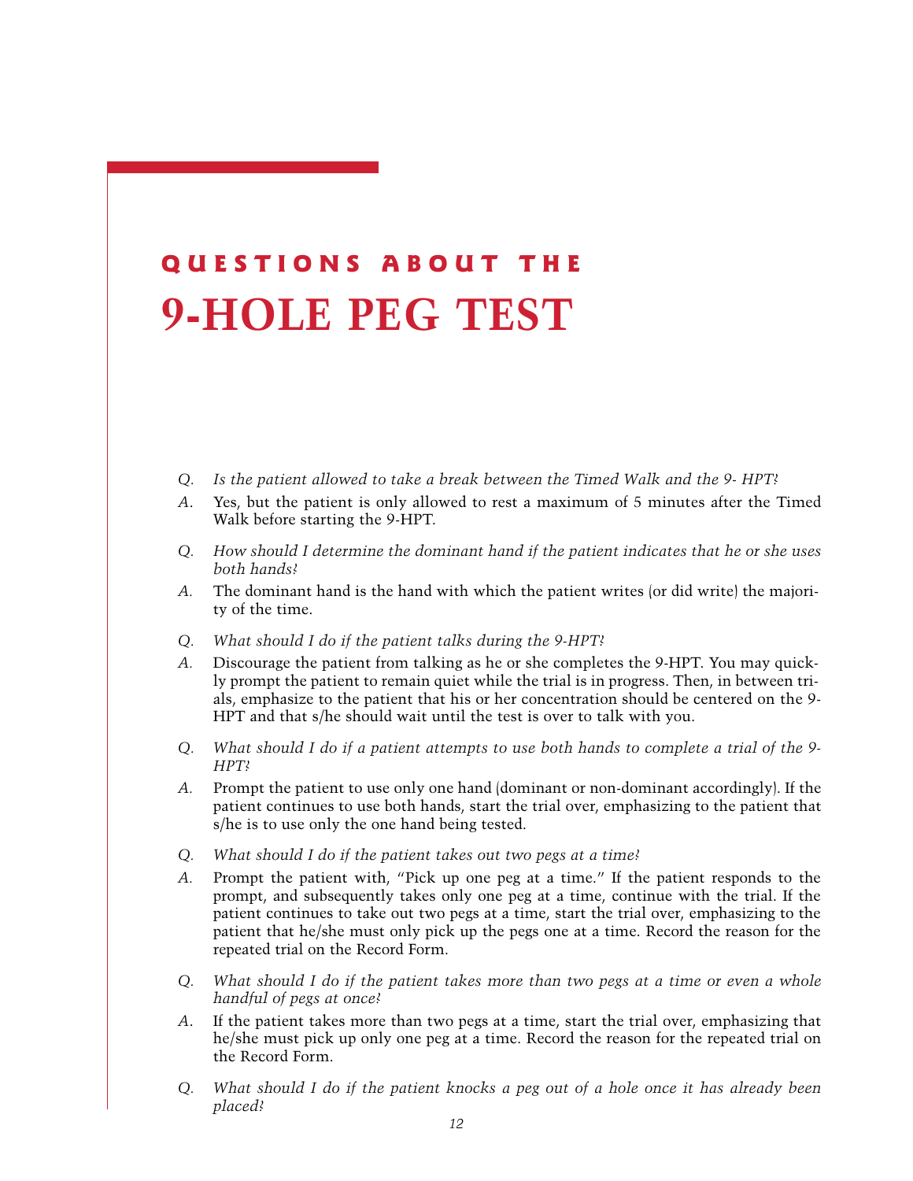# QUESTIONS ABOUT THE 9-HOLE PEG TEST

*Q. Is the patient allowed to take a break between the Timed Walk and the 9- HPT?*

A. Yes, but the patient is only allowed to rest a maximum of 5 minutes after the Timed Walk before starting the 9-HPT.

*Q. How should I determine the dominant hand if the patient indicates that he or she uses both hands?*

A. The dominant hand is the hand with which the patient writes (or did write) the majority of the time.

*Q. What should I do if the patient talks during the 9-HPT?*

A. Discourage the patient from talking as he or she completes the 9-HPT. You may quickly prompt the patient to remain quiet while the trial is in progress. Then, in between trials, emphasize to the patient that his or her concentration should be centered on the 9-HPT and that s/he should wait until the test is over to talk with you.

*Q. What should I do if a patient attempts to use both hands to complete a trial of the 9-HPT?*

A. Prompt the patient to use only one hand (dominant or non-dominant accordingly). If the patient continues to use both hands, start the trial over, emphasizing to the patient that s/he is to use only the one hand being tested.

*Q. What should I do if the patient takes out two pegs at a time?*

A. Prompt the patient with, "Pick up one peg at a time." If the patient responds to the prompt, and subsequently takes only one peg at a time, continue with the trial. If the patient continues to take out two pegs at a time, start the trial over, emphasizing to the patient that he/she must only pick up the pegs one at a time. Record the reason for the repeated trial on the Record Form.

*Q. What should I do if the patient takes more than two pegs at a time or even a whole handful of pegs at once?*

A. If the patient takes more than two pegs at a time, start the trial over, emphasizing that he/she must pick up only one peg at a time. Record the reason for the repeated trial on the Record Form.

*Q. What should I do if the patient knocks a peg out of a hole once it has already been placed?*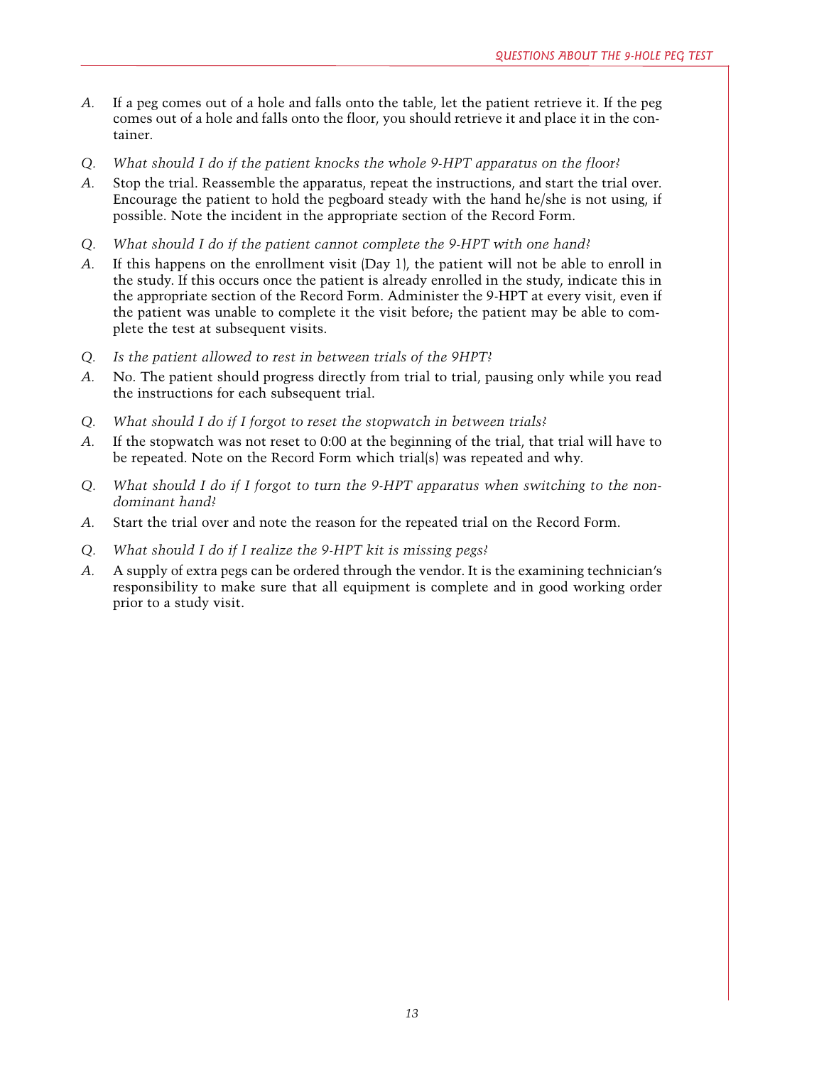*A.* If a peg comes out of a hole and falls onto the table, let the patient retrieve it. If the peg comes out of a hole and falls onto the floor, you should retrieve it and place it in the container.

*Q. What should I do if the patient knocks the whole 9-HPT apparatus on the floor?*

*A.* Stop the trial. Reassemble the apparatus, repeat the instructions, and start the trial over. Encourage the patient to hold the pegboard steady with the hand he/she is not using, if possible. Note the incident in the appropriate section of the Record Form.

*Q. What should I do if the patient cannot complete the 9-HPT with one hand?*

*A.* If this happens on the enrollment visit (Day 1), the patient will not be able to enroll in the study. If this occurs once the patient is already enrolled in the study, indicate this in the appropriate section of the Record Form. Administer the 9-HPT at every visit, even if the patient was unable to complete it the visit before; the patient may be able to complete the test at subsequent visits.

*Q. Is the patient allowed to rest in between trials of the 9HPT?*

*A.* No. The patient should progress directly from trial to trial, pausing only while you read the instructions for each subsequent trial.

*Q. What should I do if I forgot to reset the stopwatch in between trials?*

*A.* If the stopwatch was not reset to 0:00 at the beginning of the trial, that trial will have to be repeated. Note on the Record Form which trial(s) was repeated and why.

*Q. What should I do if I forgot to turn the 9-HPT apparatus when switching to the non-dominant hand?*

*A.* Start the trial over and note the reason for the repeated trial on the Record Form.

*Q. What should I do if I realize the 9-HPT kit is missing pegs?*

*A.* A supply of extra pegs can be ordered through the vendor. It is the examining technician's responsibility to make sure that all equipment is complete and in good working order prior to a study visit.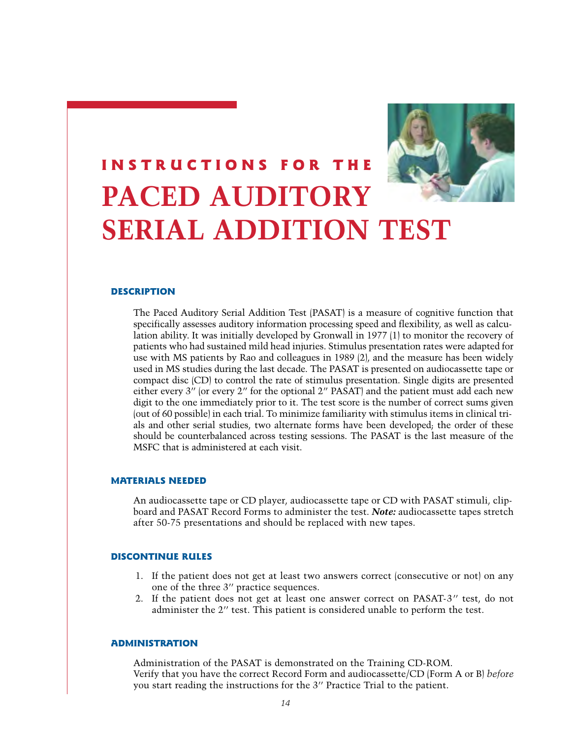# INSTRUCTIONS FOR THE PACED AUDITORY SERIAL ADDITION TEST

## DESCRIPTION

The Paced Auditory Serial Addition Test (PASAT) is a measure of cognitive function that specifically assesses auditory information processing speed and flexibility, as well as calculation ability. It was initially developed by Gronwall in 1977 (1) to monitor the recovery of patients who had sustained mild head injuries. Stimulus presentation rates were adapted for use with MS patients by Rao and colleagues in 1989 (2), and the measure has been widely used in MS studies during the last decade. The PASAT is presented on audiocassette tape or compact disc (CD) to control the rate of stimulus presentation. Single digits are presented either every 3″ (or every 2″ for the optional 2″ PASAT) and the patient must add each new digit to the one immediately prior to it. The test score is the number of correct sums given (out of 60 possible) in each trial. To minimize familiarity with stimulus items in clinical trials and other serial studies, two alternate forms have been developed; the order of these should be counterbalanced across testing sessions. The PASAT is the last measure of the MSFC that is administered at each visit.

## MATERIALS NEEDED

An audiocassette tape or CD player, audiocassette tape or CD with PASAT stimuli, clipboard and PASAT Record Forms to administer the test. ***Note:*** audiocassette tapes stretch after 50-75 presentations and should be replaced with new tapes.

## DISCONTINUE RULES

1. If the patient does not get at least two answers correct (consecutive or not) on any one of the three 3″ practice sequences.
2. If the patient does not get at least one answer correct on PASAT-3″ test, do not administer the 2″ test. This patient is considered unable to perform the test.

## ADMINISTRATION

Administration of the PASAT is demonstrated on the Training CD-ROM.
Verify that you have the correct Record Form and audiocassette/CD (Form A or B) *before* you start reading the instructions for the 3″ Practice Trial to the patient.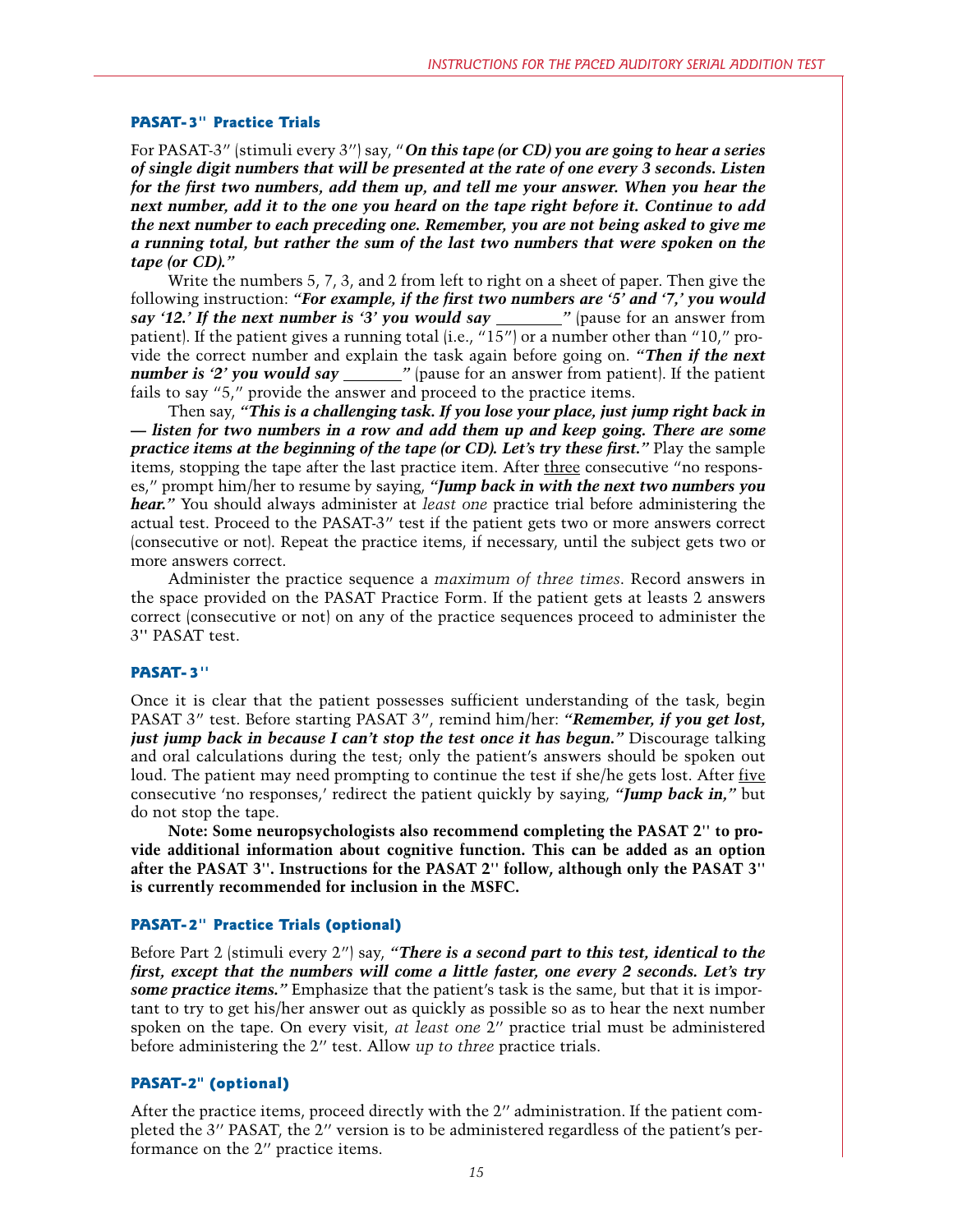### PASAT-3'' Practice Trials

For PASAT-3″ (stimuli every 3″) say, "***On this tape (or CD) you are going to hear a series of single digit numbers that will be presented at the rate of one every 3 seconds. Listen for the first two numbers, add them up, and tell me your answer. When you hear the next number, add it to the one you heard on the tape right before it. Continue to add the next number to each preceding one. Remember, you are not being asked to give me a running total, but rather the sum of the last two numbers that were spoken on the tape (or CD)."***

Write the numbers 5, 7, 3, and 2 from left to right on a sheet of paper. Then give the following instruction: ***"For example, if the first two numbers are '5' and '7,' you would say '12.' If the next number is '3' you would say \_\_\_\_\_\_\_\_"*** (pause for an answer from patient). If the patient gives a running total (i.e., "15") or a number other than "10," provide the correct number and explain the task again before going on. ***"Then if the next number is '2' you would say \_\_\_\_\_\_\_"*** (pause for an answer from patient). If the patient fails to say "5," provide the answer and proceed to the practice items.

Then say, ***"This is a challenging task. If you lose your place, just jump right back in — listen for two numbers in a row and add them up and keep going. There are some practice items at the beginning of the tape (or CD). Let's try these first."*** Play the sample items, stopping the tape after the last practice item. After three consecutive "no responses," prompt him/her to resume by saying, ***"Jump back in with the next two numbers you hear."*** You should always administer at *least one* practice trial before administering the actual test. Proceed to the PASAT-3″ test if the patient gets two or more answers correct (consecutive or not). Repeat the practice items, if necessary, until the subject gets two or more answers correct.

Administer the practice sequence a *maximum of three times*. Record answers in the space provided on the PASAT Practice Form. If the patient gets at leasts 2 answers correct (consecutive or not) on any of the practice sequences proceed to administer the 3'' PASAT test.

### PASAT-3''

Once it is clear that the patient possesses sufficient understanding of the task, begin PASAT 3″ test. Before starting PASAT 3″, remind him/her: ***"Remember, if you get lost, just jump back in because I can't stop the test once it has begun."*** Discourage talking and oral calculations during the test; only the patient's answers should be spoken out loud. The patient may need prompting to continue the test if she/he gets lost. After five consecutive 'no responses,' redirect the patient quickly by saying, ***"Jump back in,"*** but do not stop the tape.

**Note: Some neuropsychologists also recommend completing the PASAT 2'' to provide additional information about cognitive function. This can be added as an option after the PASAT 3''. Instructions for the PASAT 2'' follow, although only the PASAT 3'' is currently recommended for inclusion in the MSFC.**

### PASAT-2'' Practice Trials (optional)

Before Part 2 (stimuli every 2″) say, ***"There is a second part to this test, identical to the first, except that the numbers will come a little faster, one every 2 seconds. Let's try some practice items."*** Emphasize that the patient's task is the same, but that it is important to try to get his/her answer out as quickly as possible so as to hear the next number spoken on the tape. On every visit, *at least one* 2″ practice trial must be administered before administering the 2″ test. Allow *up to three* practice trials.

### PASAT-2'' (optional)

After the practice items, proceed directly with the 2″ administration. If the patient completed the 3″ PASAT, the 2″ version is to be administered regardless of the patient's performance on the 2″ practice items.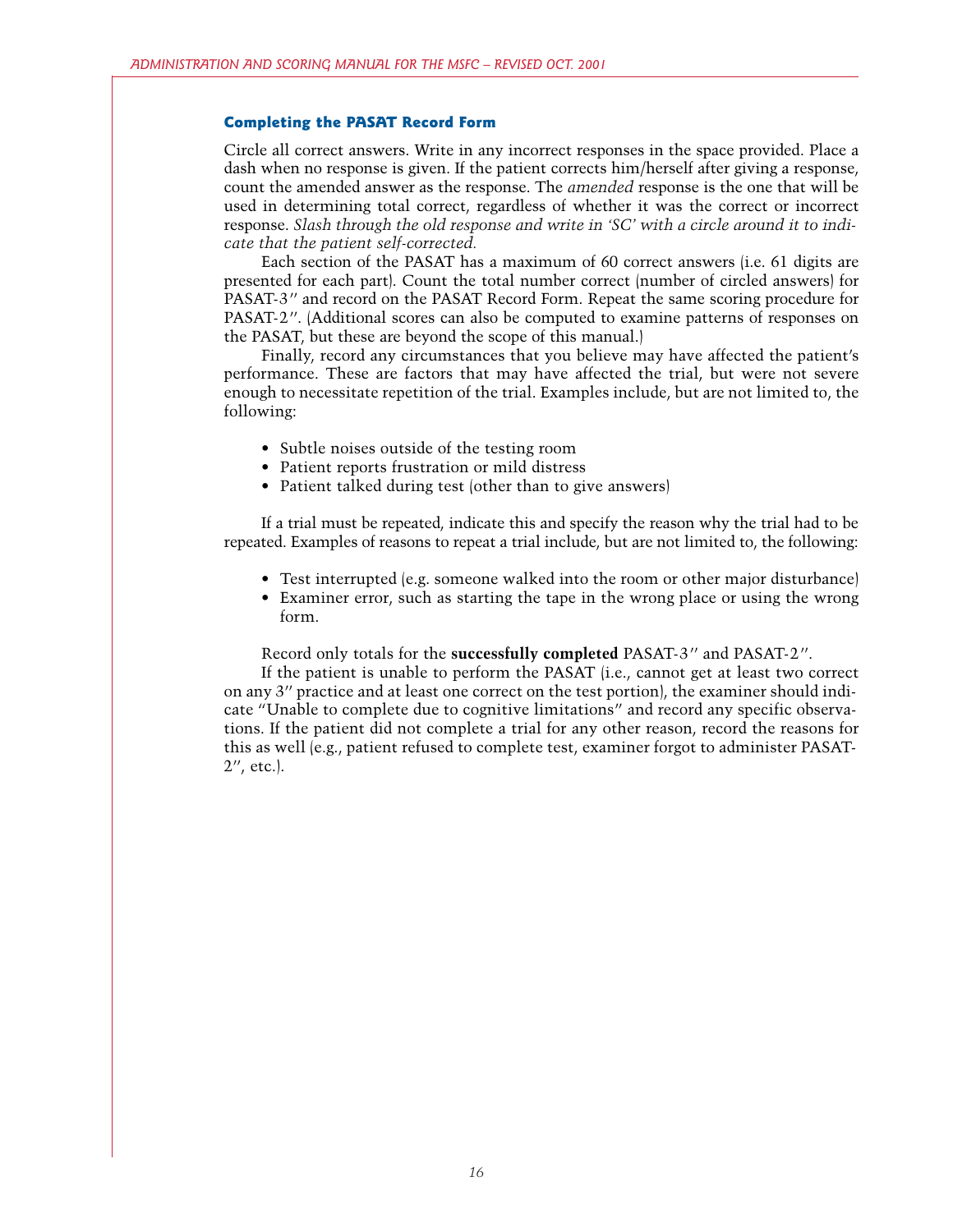### Completing the PASAT Record Form

Circle all correct answers. Write in any incorrect responses in the space provided. Place a dash when no response is given. If the patient corrects him/herself after giving a response, count the amended answer as the response. The *amended* response is the one that will be used in determining total correct, regardless of whether it was the correct or incorrect response. *Slash through the old response and write in 'SC' with a circle around it to indicate that the patient self-corrected.*

Each section of the PASAT has a maximum of 60 correct answers (i.e. 61 digits are presented for each part). Count the total number correct (number of circled answers) for PASAT-3″ and record on the PASAT Record Form. Repeat the same scoring procedure for PASAT-2″. (Additional scores can also be computed to examine patterns of responses on the PASAT, but these are beyond the scope of this manual.)

Finally, record any circumstances that you believe may have affected the patient's performance. These are factors that may have affected the trial, but were not severe enough to necessitate repetition of the trial. Examples include, but are not limited to, the following:

- Subtle noises outside of the testing room
- Patient reports frustration or mild distress
- Patient talked during test (other than to give answers)

If a trial must be repeated, indicate this and specify the reason why the trial had to be repeated. Examples of reasons to repeat a trial include, but are not limited to, the following:

- Test interrupted (e.g. someone walked into the room or other major disturbance)
- Examiner error, such as starting the tape in the wrong place or using the wrong form.

Record only totals for the **successfully completed** PASAT-3″ and PASAT-2″.

If the patient is unable to perform the PASAT (i.e., cannot get at least two correct on any 3″ practice and at least one correct on the test portion), the examiner should indicate "Unable to complete due to cognitive limitations" and record any specific observations. If the patient did not complete a trial for any other reason, record the reasons for this as well (e.g., patient refused to complete test, examiner forgot to administer PASAT-2″, etc.).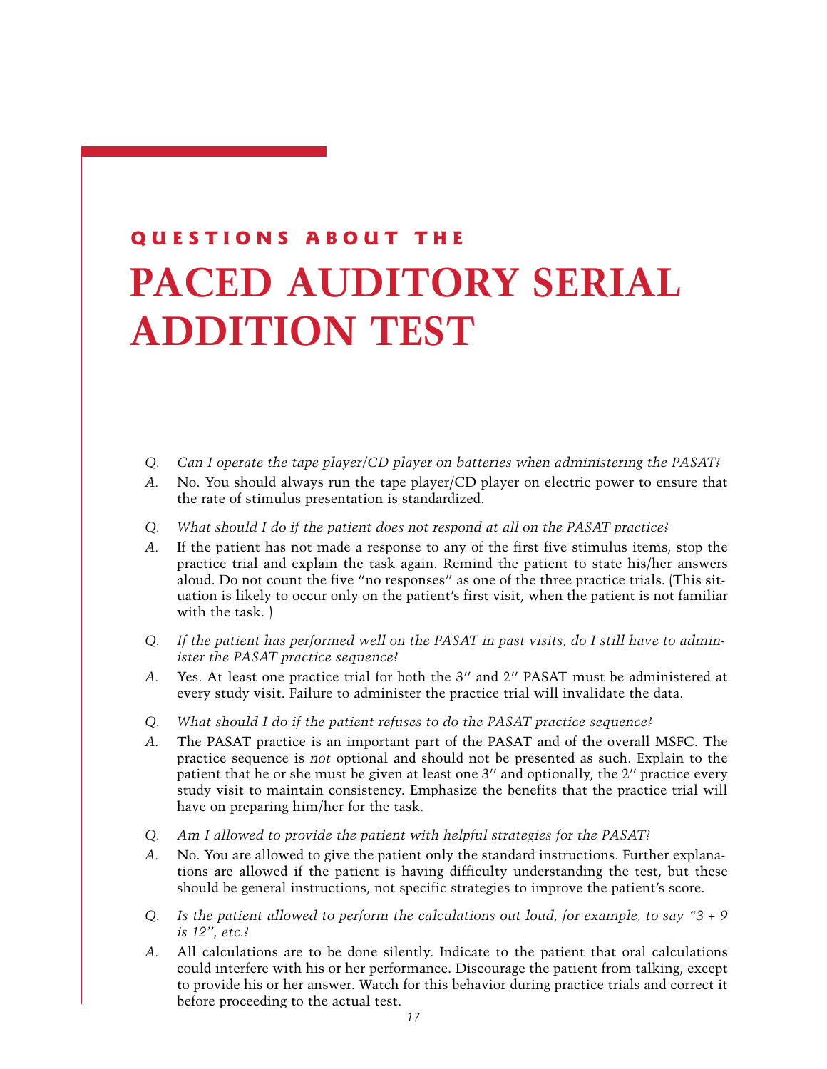## QUESTIONS ABOUT THE

# PACED AUDITORY SERIAL ADDITION TEST

*Q. Can I operate the tape player/CD player on batteries when administering the PASAT?*

*A.* No. You should always run the tape player/CD player on electric power to ensure that the rate of stimulus presentation is standardized.

*Q. What should I do if the patient does not respond at all on the PASAT practice?*

*A.* If the patient has not made a response to any of the first five stimulus items, stop the practice trial and explain the task again. Remind the patient to state his/her answers aloud. Do not count the five "no responses" as one of the three practice trials. (This situation is likely to occur only on the patient's first visit, when the patient is not familiar with the task. )

*Q. If the patient has performed well on the PASAT in past visits, do I still have to administer the PASAT practice sequence?*

*A.* Yes. At least one practice trial for both the 3'' and 2'' PASAT must be administered at every study visit. Failure to administer the practice trial will invalidate the data.

*Q. What should I do if the patient refuses to do the PASAT practice sequence?*

*A.* The PASAT practice is an important part of the PASAT and of the overall MSFC. The practice sequence is *not* optional and should not be presented as such. Explain to the patient that he or she must be given at least one 3'' and optionally, the 2'' practice every study visit to maintain consistency. Emphasize the benefits that the practice trial will have on preparing him/her for the task.

*Q. Am I allowed to provide the patient with helpful strategies for the PASAT?*

*A.* No. You are allowed to give the patient only the standard instructions. Further explanations are allowed if the patient is having difficulty understanding the test, but these should be general instructions, not specific strategies to improve the patient's score.

*Q. Is the patient allowed to perform the calculations out loud, for example, to say "3 + 9 is 12'', etc.?*

*A.* All calculations are to be done silently. Indicate to the patient that oral calculations could interfere with his or her performance. Discourage the patient from talking, except to provide his or her answer. Watch for this behavior during practice trials and correct it before proceeding to the actual test.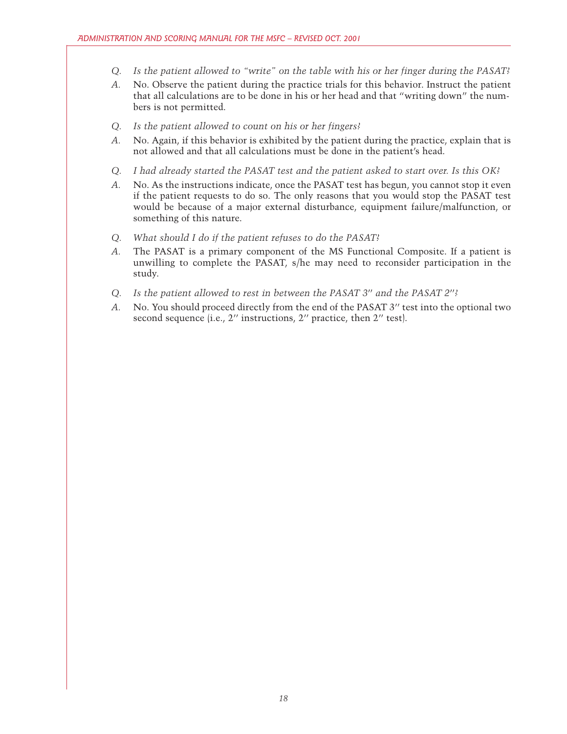*Q. Is the patient allowed to "write" on the table with his or her finger during the PASAT?*

*A.* No. Observe the patient during the practice trials for this behavior. Instruct the patient that all calculations are to be done in his or her head and that "writing down" the numbers is not permitted.

*Q. Is the patient allowed to count on his or her fingers?*

*A.* No. Again, if this behavior is exhibited by the patient during the practice, explain that is not allowed and that all calculations must be done in the patient's head.

*Q. I had already started the PASAT test and the patient asked to start over. Is this OK?*

*A.* No. As the instructions indicate, once the PASAT test has begun, you cannot stop it even if the patient requests to do so. The only reasons that you would stop the PASAT test would be because of a major external disturbance, equipment failure/malfunction, or something of this nature.

*Q. What should I do if the patient refuses to do the PASAT?*

*A.* The PASAT is a primary component of the MS Functional Composite. If a patient is unwilling to complete the PASAT, s/he may need to reconsider participation in the study.

*Q. Is the patient allowed to rest in between the PASAT 3″ and the PASAT 2″?*

*A.* No. You should proceed directly from the end of the PASAT 3″ test into the optional two second sequence (i.e., 2″ instructions, 2″ practice, then 2″ test).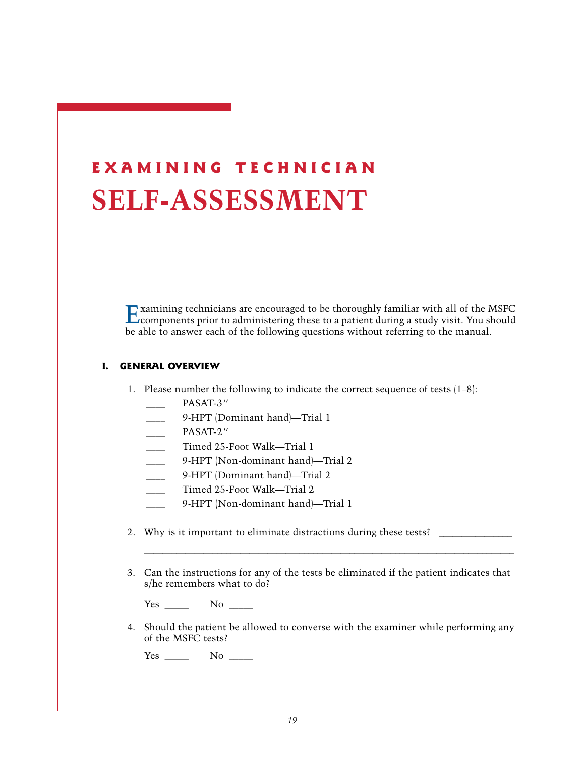# EXAMINING TECHNICIAN

# SELF-ASSESSMENT

Examining technicians are encouraged to be thoroughly familiar with all of the MSFC components prior to administering these to a patient during a study visit. You should be able to answer each of the following questions without referring to the manual.

## I. GENERAL OVERVIEW

1. Please number the following to indicate the correct sequence of tests (1–8):

   ____ PASAT-3″

   ____ 9-HPT (Dominant hand)—Trial 1

   ____ PASAT-2″

   ____ Timed 25-Foot Walk—Trial 1

   ____ 9-HPT (Non-dominant hand)—Trial 2

   ____ 9-HPT (Dominant hand)—Trial 2

   ____ Timed 25-Foot Walk—Trial 2

   ____ 9-HPT (Non-dominant hand)—Trial 1

2. Why is it important to eliminate distractions during these tests? ______________

   ______________________________________________________________________

3. Can the instructions for any of the tests be eliminated if the patient indicates that s/he remembers what to do?

   Yes _____ No _____

4. Should the patient be allowed to converse with the examiner while performing any of the MSFC tests?

   Yes _____ No _____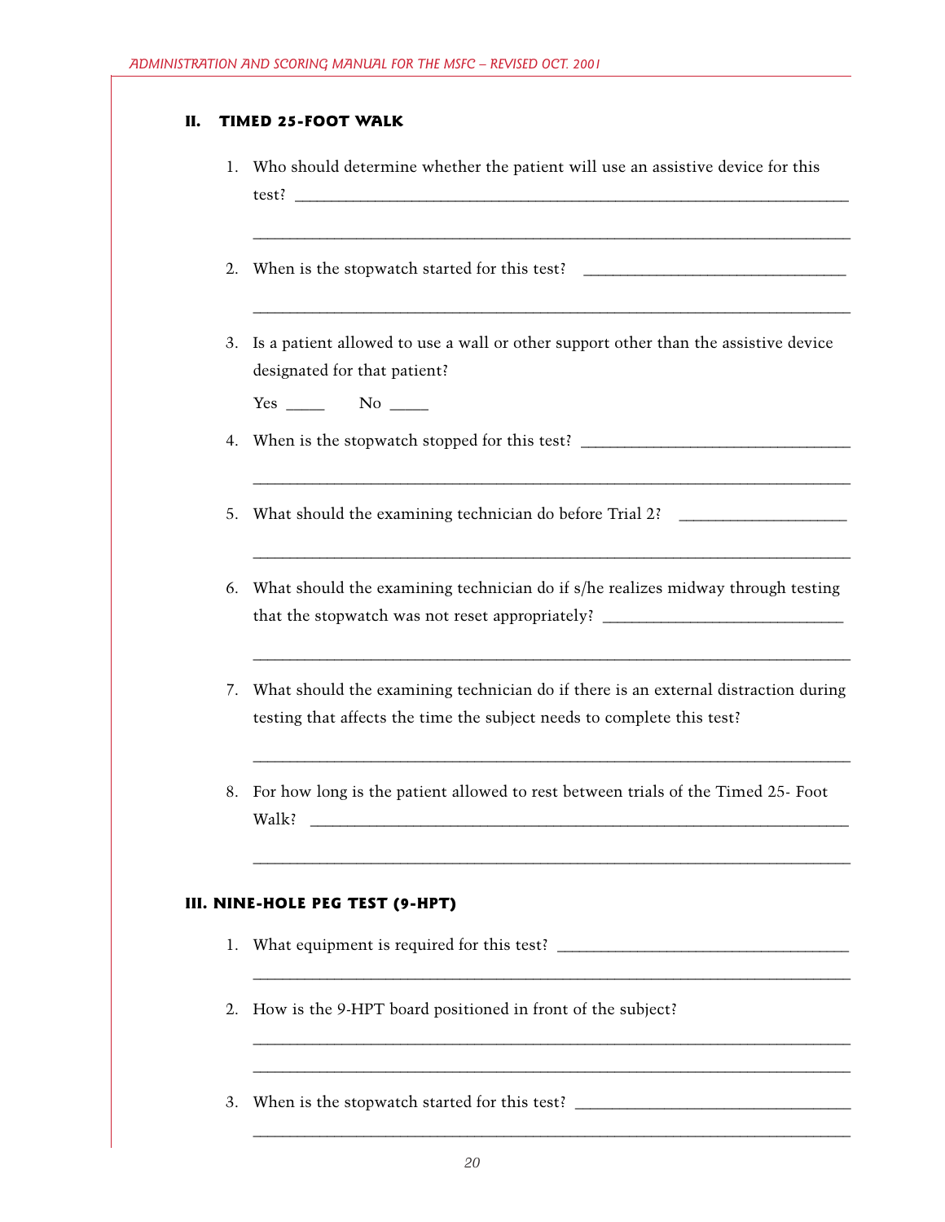## II. TIMED 25-FOOT WALK

1. Who should determine whether the patient will use an assistive device for this test? ____________________________________________

 ____________________________________________

2. When is the stopwatch started for this test? ____________________________

 ____________________________________________

3. Is a patient allowed to use a wall or other support other than the assistive device designated for that patient?

 Yes _____ No _____

4. When is the stopwatch stopped for this test? ____________________________

 ____________________________________________

5. What should the examining technician do before Trial 2? __________________

 ____________________________________________

6. What should the examining technician do if s/he realizes midway through testing that the stopwatch was not reset appropriately? __________________________

 ____________________________________________

7. What should the examining technician do if there is an external distraction during testing that affects the time the subject needs to complete this test?

 ____________________________________________

8. For how long is the patient allowed to rest between trials of the Timed 25- Foot Walk? ____________________________________________

 ____________________________________________

## III. NINE-HOLE PEG TEST (9-HPT)

1. What equipment is required for this test? ______________________________

 ____________________________________________

2. How is the 9-HPT board positioned in front of the subject?

 ____________________________________________

 ____________________________________________

3. When is the stopwatch started for this test? ____________________________

 ____________________________________________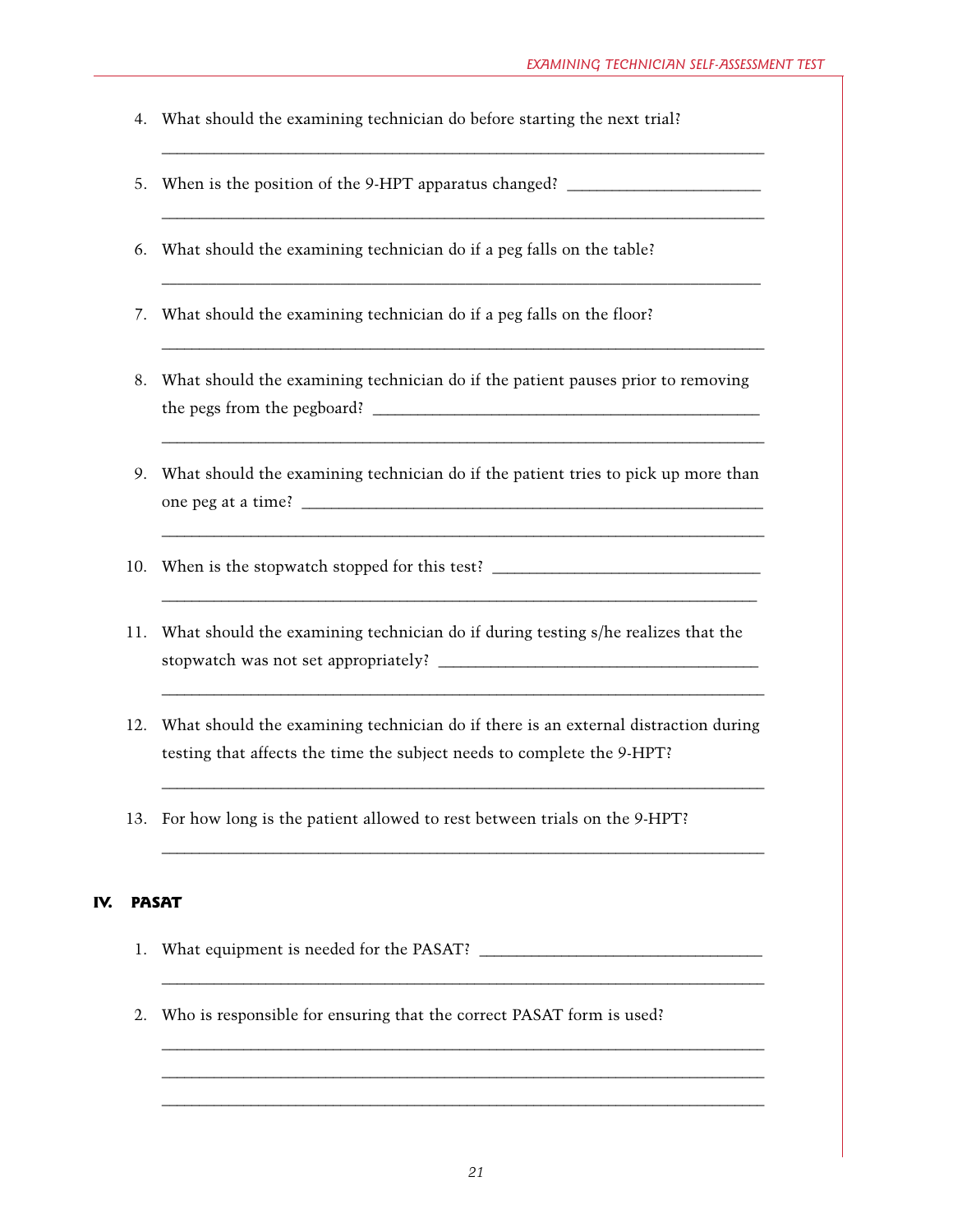4. What should the examining technician do before starting the next trial?

   ______________________________________________________________________

5. When is the position of the 9-HPT apparatus changed? ______________________

   ______________________________________________________________________

6. What should the examining technician do if a peg falls on the table?

   ______________________________________________________________________

7. What should the examining technician do if a peg falls on the floor?

   ______________________________________________________________________

8. What should the examining technician do if the patient pauses prior to removing the pegs from the pegboard? ____________________________________________

   ______________________________________________________________________

9. What should the examining technician do if the patient tries to pick up more than one peg at a time? ____________________________________________________

   ______________________________________________________________________

10. When is the stopwatch stopped for this test? ______________________________

    ______________________________________________________________________

11. What should the examining technician do if during testing s/he realizes that the stopwatch was not set appropriately? __________________________________

    ______________________________________________________________________

12. What should the examining technician do if there is an external distraction during testing that affects the time the subject needs to complete the 9-HPT?

    ______________________________________________________________________

13. For how long is the patient allowed to rest between trials on the 9-HPT?

    ______________________________________________________________________

## IV. PASAT

1. What equipment is needed for the PASAT? ________________________________

   ______________________________________________________________________

2. Who is responsible for ensuring that the correct PASAT form is used?

   ______________________________________________________________________

   ______________________________________________________________________

   ______________________________________________________________________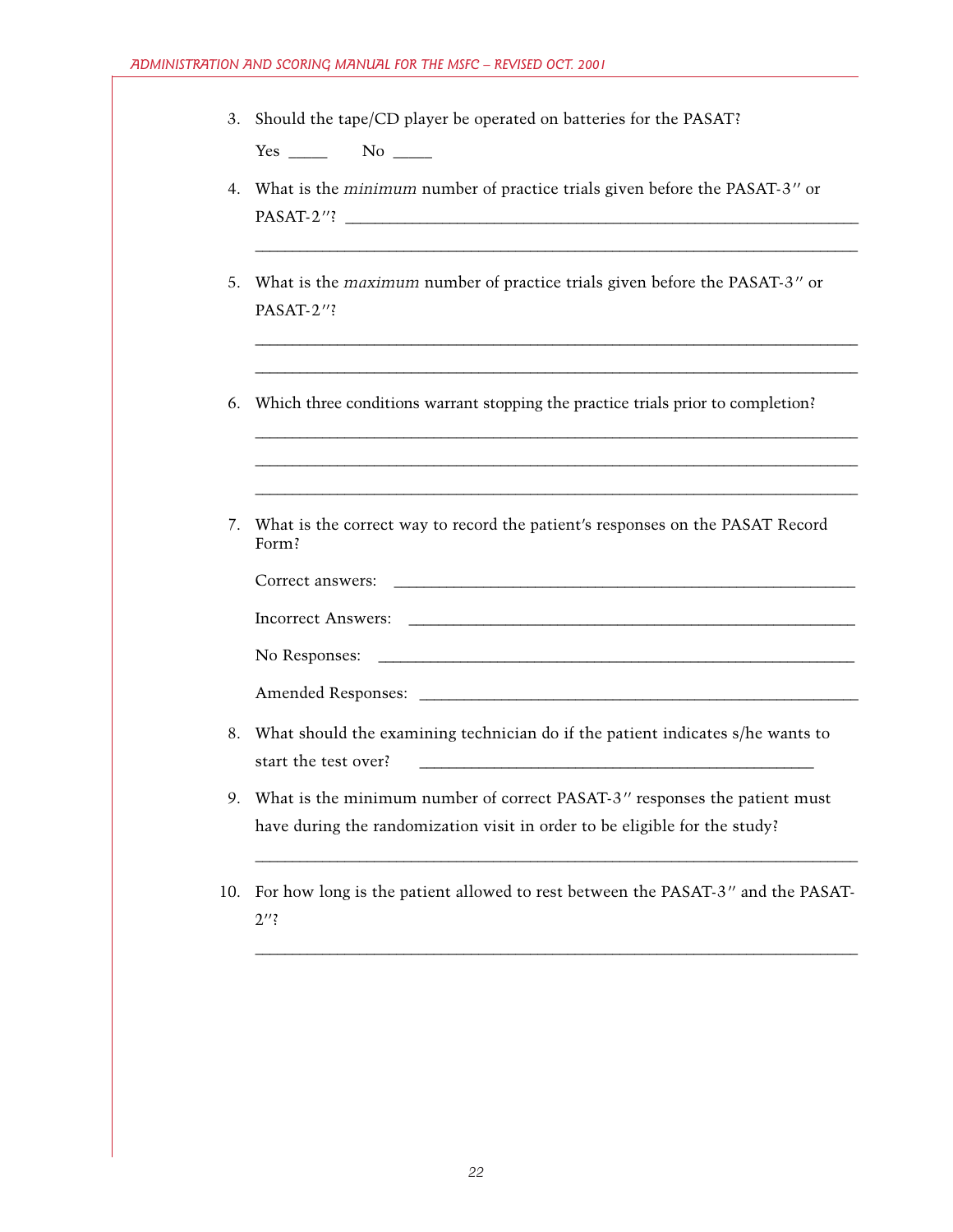3. Should the tape/CD player be operated on batteries for the PASAT?

   Yes _____ No _____

4. What is the *minimum* number of practice trials given before the PASAT-3″ or PASAT-2″? ____________________________________________

   ____________________________________________

5. What is the *maximum* number of practice trials given before the PASAT-3″ or PASAT-2″?

   ____________________________________________

   ____________________________________________

6. Which three conditions warrant stopping the practice trials prior to completion?

   ____________________________________________

   ____________________________________________

   ____________________________________________

7. What is the correct way to record the patient's responses on the PASAT Record Form?

   Correct answers: ____________________________________________

   Incorrect Answers: ____________________________________________

   No Responses: ____________________________________________

   Amended Responses: ____________________________________________

8. What should the examining technician do if the patient indicates s/he wants to start the test over? ____________________________________________

9. What is the minimum number of correct PASAT-3″ responses the patient must have during the randomization visit in order to be eligible for the study?

   ____________________________________________

10. For how long is the patient allowed to rest between the PASAT-3″ and the PASAT-2″?

    ____________________________________________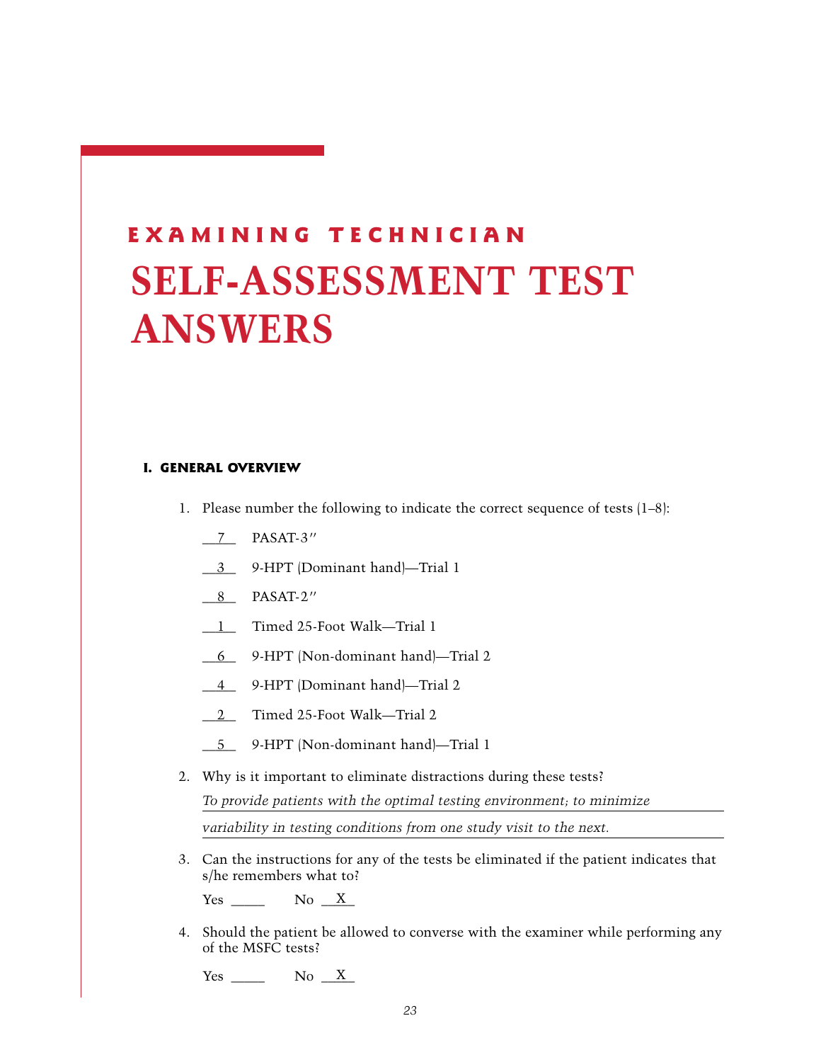EXAMINING TECHNICIAN

# SELF-ASSESSMENT TEST ANSWERS

## I. GENERAL OVERVIEW

1. Please number the following to indicate the correct sequence of tests (1–8):

   __7__ PASAT-3″

   __3__ 9-HPT (Dominant hand)—Trial 1

   __8__ PASAT-2″

   __1__ Timed 25-Foot Walk—Trial 1

   __6__ 9-HPT (Non-dominant hand)—Trial 2

   __4__ 9-HPT (Dominant hand)—Trial 2

   __2__ Timed 25-Foot Walk—Trial 2

   __5__ 9-HPT (Non-dominant hand)—Trial 1

2. Why is it important to eliminate distractions during these tests?

   *To provide patients with the optimal testing environment; to minimize variability in testing conditions from one study visit to the next.*

3. Can the instructions for any of the tests be eliminated if the patient indicates that s/he remembers what to?

   Yes _____ No __X__

4. Should the patient be allowed to converse with the examiner while performing any of the MSFC tests?

   Yes _____ No __X__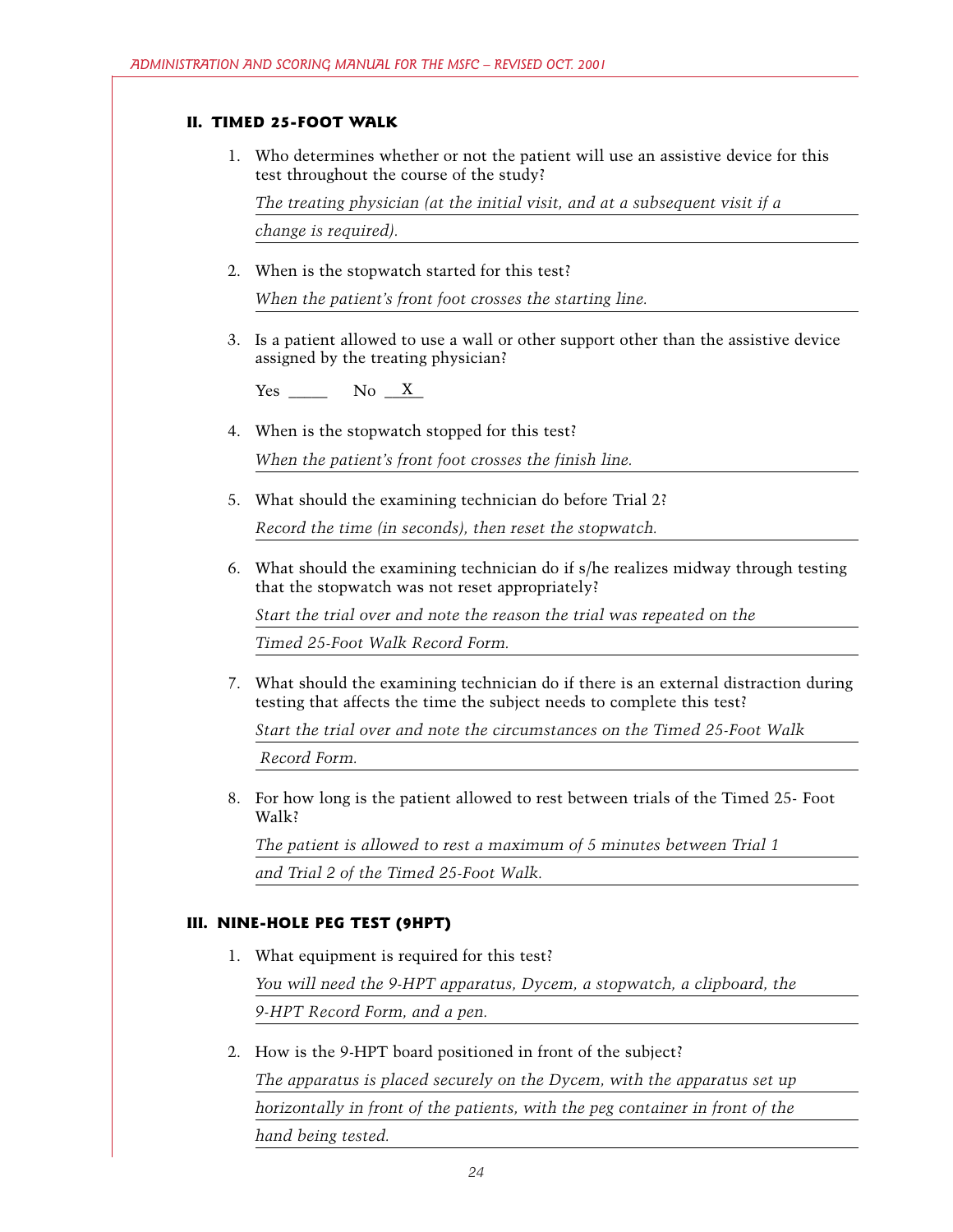## II. TIMED 25-FOOT WALK

1. Who determines whether or not the patient will use an assistive device for this test throughout the course of the study?

   *The treating physician (at the initial visit, and at a subsequent visit if a change is required).*

2. When is the stopwatch started for this test?

   *When the patient's front foot crosses the starting line.*

3. Is a patient allowed to use a wall or other support other than the assistive device assigned by the treating physician?

   Yes _____ No __X__

4. When is the stopwatch stopped for this test?

   *When the patient's front foot crosses the finish line.*

5. What should the examining technician do before Trial 2?

   *Record the time (in seconds), then reset the stopwatch.*

6. What should the examining technician do if s/he realizes midway through testing that the stopwatch was not reset appropriately?

   *Start the trial over and note the reason the trial was repeated on the Timed 25-Foot Walk Record Form.*

7. What should the examining technician do if there is an external distraction during testing that affects the time the subject needs to complete this test?

   *Start the trial over and note the circumstances on the Timed 25-Foot Walk Record Form.*

8. For how long is the patient allowed to rest between trials of the Timed 25- Foot Walk?

   *The patient is allowed to rest a maximum of 5 minutes between Trial 1 and Trial 2 of the Timed 25-Foot Walk.*

## III. NINE-HOLE PEG TEST (9HPT)

1. What equipment is required for this test?

   *You will need the 9-HPT apparatus, Dycem, a stopwatch, a clipboard, the 9-HPT Record Form, and a pen.*

2. How is the 9-HPT board positioned in front of the subject?

   *The apparatus is placed securely on the Dycem, with the apparatus set up horizontally in front of the patients, with the peg container in front of the hand being tested.*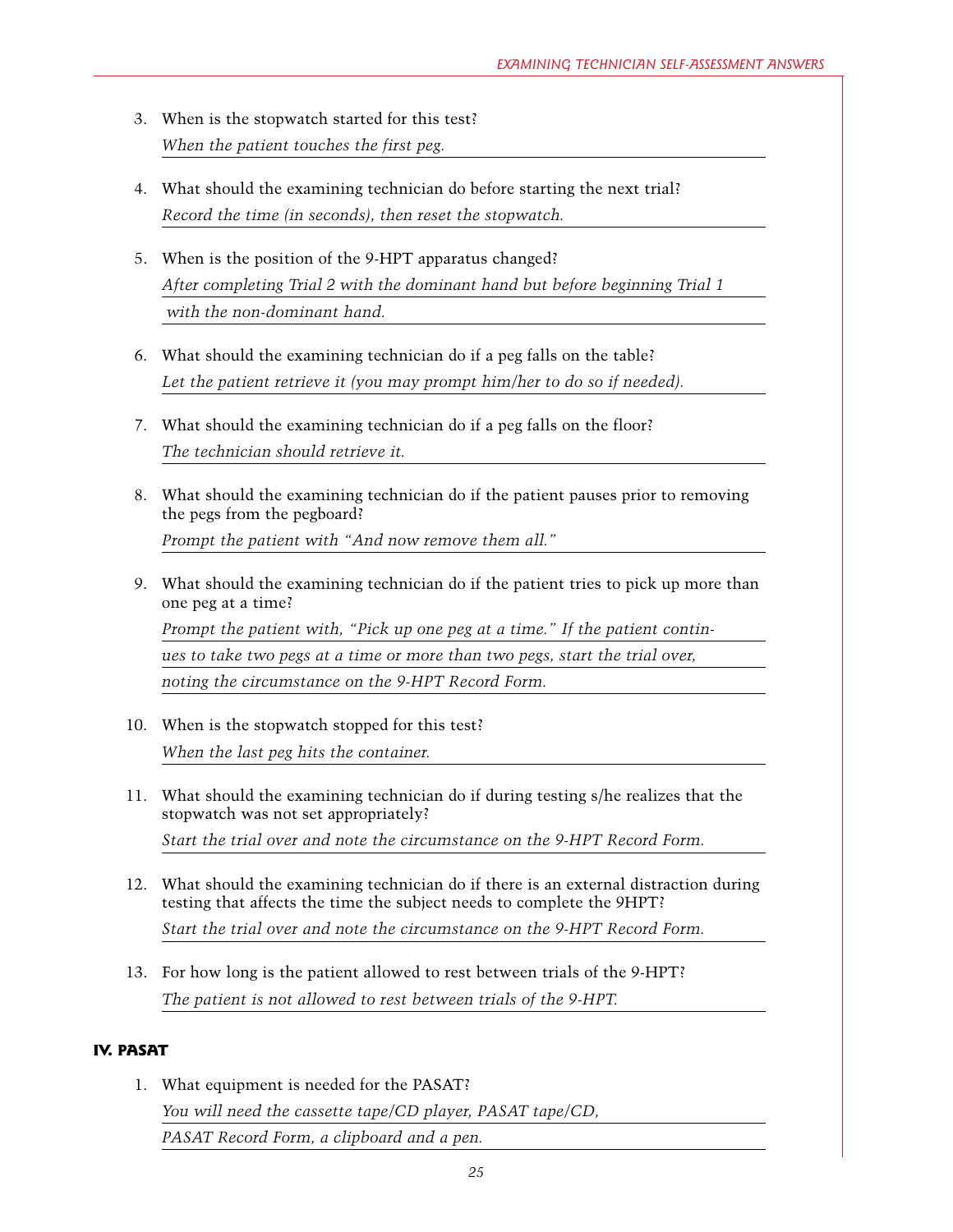3. When is the stopwatch started for this test?

   *When the patient touches the first peg.*

4. What should the examining technician do before starting the next trial?

   *Record the time (in seconds), then reset the stopwatch.*

5. When is the position of the 9-HPT apparatus changed?

   *After completing Trial 2 with the dominant hand but before beginning Trial 1 with the non-dominant hand.*

6. What should the examining technician do if a peg falls on the table?

   *Let the patient retrieve it (you may prompt him/her to do so if needed).*

7. What should the examining technician do if a peg falls on the floor?

   *The technician should retrieve it.*

8. What should the examining technician do if the patient pauses prior to removing the pegs from the pegboard?

   *Prompt the patient with "And now remove them all."*

9. What should the examining technician do if the patient tries to pick up more than one peg at a time?

   *Prompt the patient with, "Pick up one peg at a time." If the patient continues to take two pegs at a time or more than two pegs, start the trial over, noting the circumstance on the 9-HPT Record Form.*

10. When is the stopwatch stopped for this test?

    *When the last peg hits the container.*

11. What should the examining technician do if during testing s/he realizes that the stopwatch was not set appropriately?

    *Start the trial over and note the circumstance on the 9-HPT Record Form.*

12. What should the examining technician do if there is an external distraction during testing that affects the time the subject needs to complete the 9HPT?

    *Start the trial over and note the circumstance on the 9-HPT Record Form.*

13. For how long is the patient allowed to rest between trials of the 9-HPT?

    *The patient is not allowed to rest between trials of the 9-HPT.*

## IV. PASAT

1. What equipment is needed for the PASAT?

   *You will need the cassette tape/CD player, PASAT tape/CD, PASAT Record Form, a clipboard and a pen.*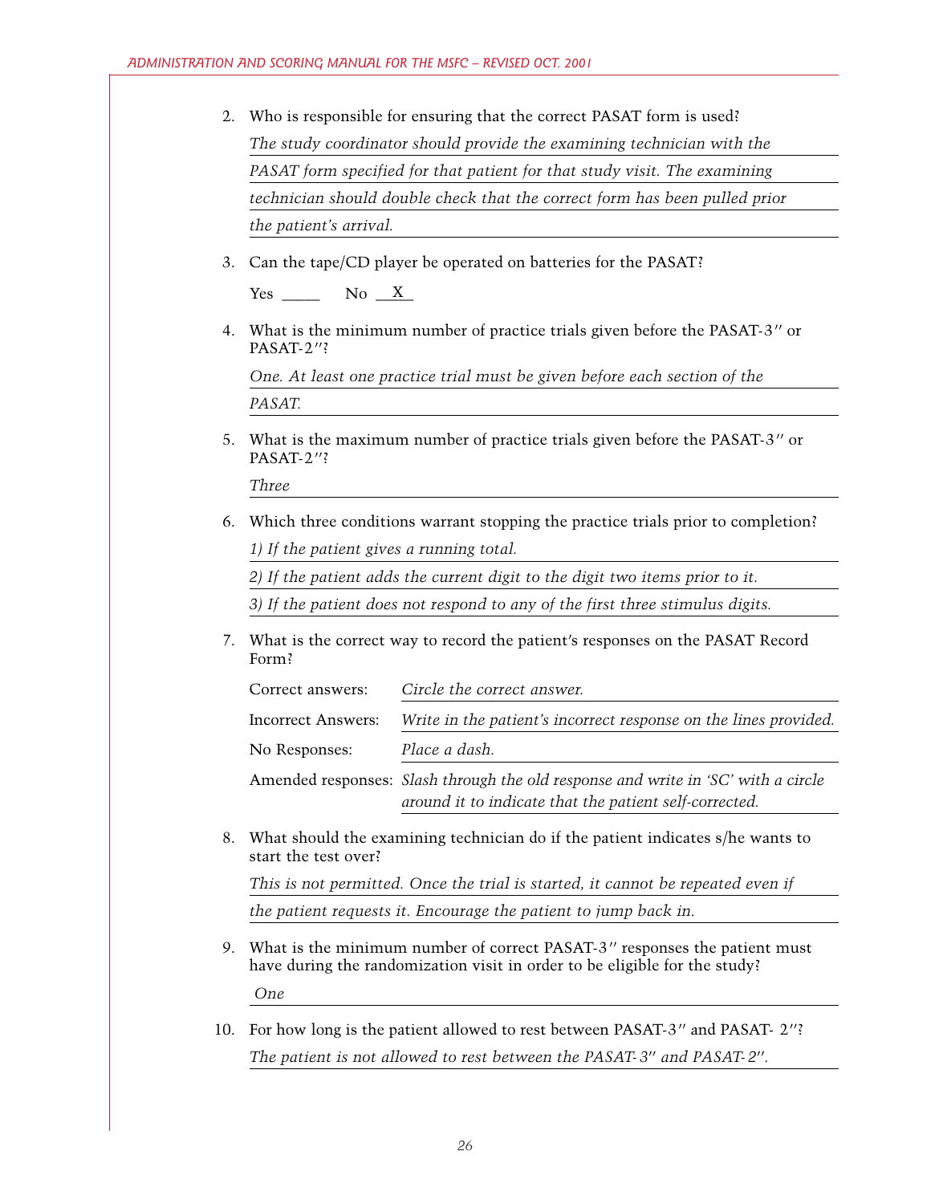2. Who is responsible for ensuring that the correct PASAT form is used?

   *The study coordinator should provide the examining technician with the PASAT form specified for that patient for that study visit. The examining technician should double check that the correct form has been pulled prior the patient's arrival.*

3. Can the tape/CD player be operated on batteries for the PASAT?

   Yes \_\_\_\_\_  No  X

4. What is the minimum number of practice trials given before the PASAT-3″ or PASAT-2″?

   *One. At least one practice trial must be given before each section of the PASAT.*

5. What is the maximum number of practice trials given before the PASAT-3″ or PASAT-2″?

   *Three*

6. Which three conditions warrant stopping the practice trials prior to completion?

   *1) If the patient gives a running total.*

   *2) If the patient adds the current digit to the digit two items prior to it.*

   *3) If the patient does not respond to any of the first three stimulus digits.*

7. What is the correct way to record the patient's responses on the PASAT Record Form?

   Correct answers: *Circle the correct answer.*

   Incorrect Answers: *Write in the patient's incorrect response on the lines provided.*

   No Responses: *Place a dash.*

   Amended responses: *Slash through the old response and write in 'SC' with a circle around it to indicate that the patient self-corrected.*

8. What should the examining technician do if the patient indicates s/he wants to start the test over?

   *This is not permitted. Once the trial is started, it cannot be repeated even if the patient requests it. Encourage the patient to jump back in.*

9. What is the minimum number of correct PASAT-3″ responses the patient must have during the randomization visit in order to be eligible for the study?

   *One*

10. For how long is the patient allowed to rest between PASAT-3″ and PASAT- 2″?

    *The patient is not allowed to rest between the PASAT-3″ and PASAT-2″.*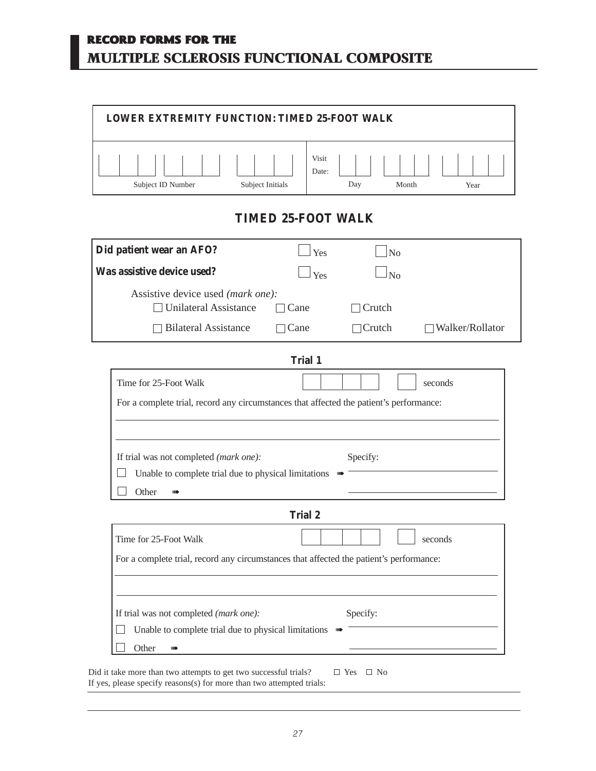# RECORD FORMS FOR THE
# MULTIPLE SCLEROSIS FUNCTIONAL COMPOSITE

**LOWER EXTREMITY FUNCTION: TIMED 25-FOOT WALK**

| Subject ID Number | Subject Initials | Visit Date: Day | Month | Year |
|---|---|---|---|---|
| | | | | |

## TIMED 25-FOOT WALK

**Did patient wear an AFO?** ☐ Yes ☐ No

**Was assistive device used?** ☐ Yes ☐ No

Assistive device used *(mark one)*:

☐ Unilateral Assistance ☐ Cane ☐ Crutch

☐ Bilateral Assistance ☐ Cane ☐ Crutch ☐ Walker/Rollator

### Trial 1

Time for 25-Foot Walk ☐☐☐☐ . ☐ seconds

For a complete trial, record any circumstances that affected the patient's performance:

______________________________________________

______________________________________________

If trial was not completed *(mark one)*: Specify:

☐ Unable to complete trial due to physical limitations ➠ ____________________

☐ Other ➠ ____________________

### Trial 2

Time for 25-Foot Walk ☐☐☐☐ . ☐ seconds

For a complete trial, record any circumstances that affected the patient's performance:

______________________________________________

______________________________________________

If trial was not completed *(mark one)*: Specify:

☐ Unable to complete trial due to physical limitations ➠ ____________________

☐ Other ➠ ____________________

Did it take more than two attempts to get two successful trials? ☐ Yes ☐ No

If yes, please specify reasons(s) for more than two attempted trials:

______________________________________________

______________________________________________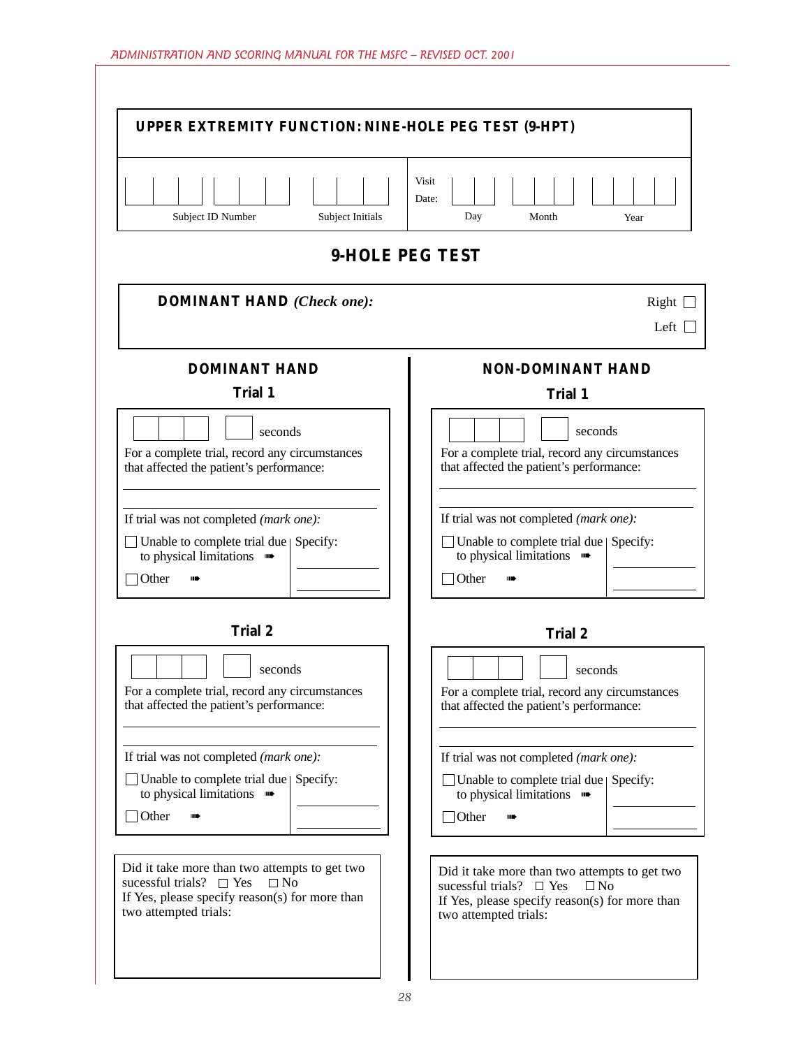## UPPER EXTREMITY FUNCTION: NINE-HOLE PEG TEST (9-HPT)

Subject ID Number | Subject Initials | Visit Date: Day | Month | Year

# 9-HOLE PEG TEST

**DOMINANT HAND** ***(Check one):*** Right ☐ Left ☐

## DOMINANT HAND

### Trial 1

☐☐☐ . ☐ seconds

For a complete trial, record any circumstances that affected the patient's performance:

If trial was not completed *(mark one):*

☐ Unable to complete trial due to physical limitations ➠ Specify:

☐ Other ➠

### Trial 2

☐☐☐ . ☐ seconds

For a complete trial, record any circumstances that affected the patient's performance:

If trial was not completed *(mark one):*

☐ Unable to complete trial due to physical limitations ➠ Specify:

☐ Other ➠

Did it take more than two attempts to get two sucessful trials? ☐ Yes ☐ No
If Yes, please specify reason(s) for more than two attempted trials:

## NON-DOMINANT HAND

### Trial 1

☐☐☐ . ☐ seconds

For a complete trial, record any circumstances that affected the patient's performance:

If trial was not completed *(mark one):*

☐ Unable to complete trial due to physical limitations ➠ Specify:

☐ Other ➠

### Trial 2

☐☐☐ . ☐ seconds

For a complete trial, record any circumstances that affected the patient's performance:

If trial was not completed *(mark one):*

☐ Unable to complete trial due to physical limitations ➠ Specify:

☐ Other ➠

Did it take more than two attempts to get two sucessful trials? ☐ Yes ☐ No
If Yes, please specify reason(s) for more than two attempted trials: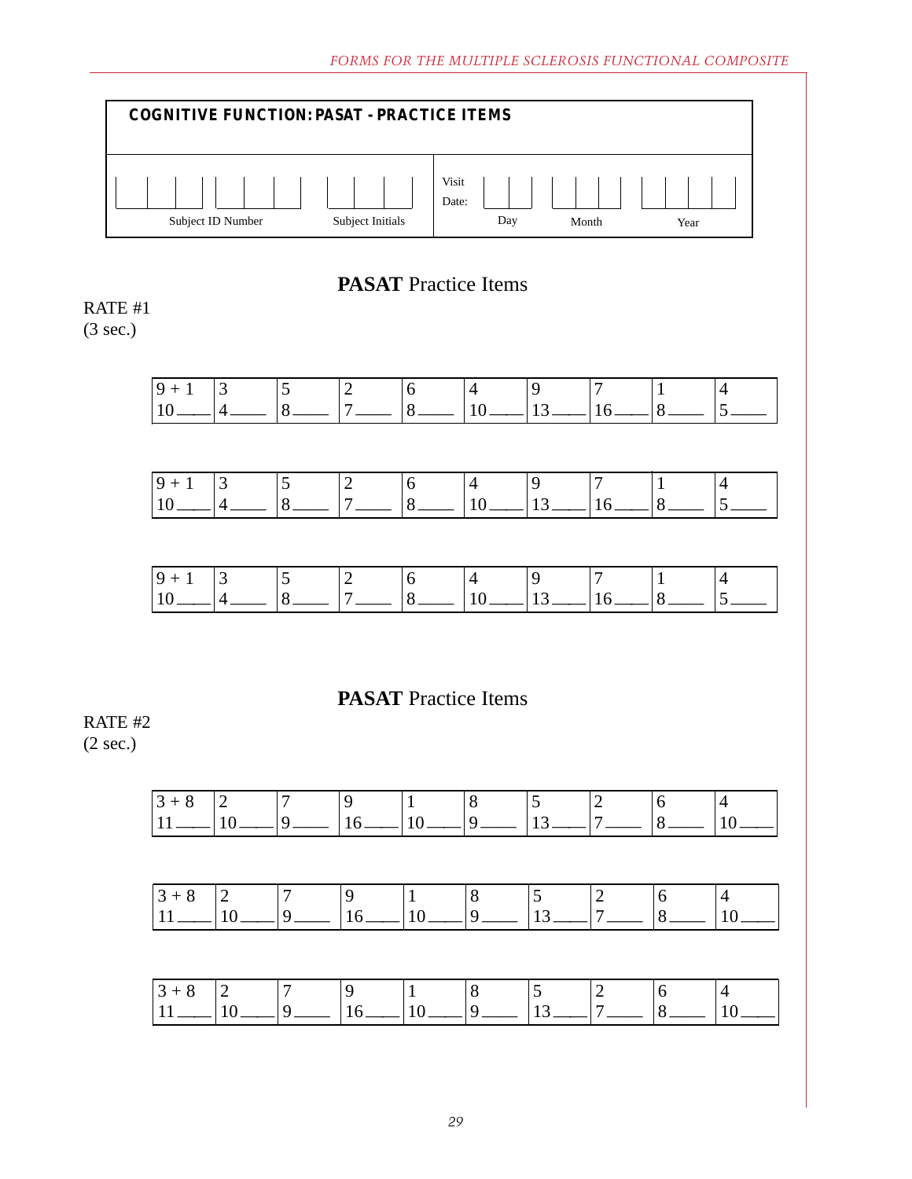## COGNITIVE FUNCTION: PASAT - PRACTICE ITEMS

| Subject ID Number | Subject Initials | Visit Date: Day | Month | Year |
|---|---|---|---|---|
| | | | | |

# **PASAT** Practice Items

RATE #1
(3 sec.)

| 9 + 1 | 3 | 5 | 2 | 6 | 4 | 9 | 7 | 1 | 4 |
|---|---|---|---|---|---|---|---|---|---|
| 10 ____ | 4 ____ | 8 ____ | 7 ____ | 8 ____ | 10 ____ | 13 ____ | 16 ____ | 8 ____ | 5 ____ |

| 9 + 1 | 3 | 5 | 2 | 6 | 4 | 9 | 7 | 1 | 4 |
|---|---|---|---|---|---|---|---|---|---|
| 10 ____ | 4 ____ | 8 ____ | 7 ____ | 8 ____ | 10 ____ | 13 ____ | 16 ____ | 8 ____ | 5 ____ |

| 9 + 1 | 3 | 5 | 2 | 6 | 4 | 9 | 7 | 1 | 4 |
|---|---|---|---|---|---|---|---|---|---|
| 10 ____ | 4 ____ | 8 ____ | 7 ____ | 8 ____ | 10 ____ | 13 ____ | 16 ____ | 8 ____ | 5 ____ |

# **PASAT** Practice Items

RATE #2
(2 sec.)

| 3 + 8 | 2 | 7 | 9 | 1 | 8 | 5 | 2 | 6 | 4 |
|---|---|---|---|---|---|---|---|---|---|
| 11 ____ | 10 ____ | 9 ____ | 16 ____ | 10 ____ | 9 ____ | 13 ____ | 7 ____ | 8 ____ | 10 ____ |

| 3 + 8 | 2 | 7 | 9 | 1 | 8 | 5 | 2 | 6 | 4 |
|---|---|---|---|---|---|---|---|---|---|
| 11 ____ | 10 ____ | 9 ____ | 16 ____ | 10 ____ | 9 ____ | 13 ____ | 7 ____ | 8 ____ | 10 ____ |

| 3 + 8 | 2 | 7 | 9 | 1 | 8 | 5 | 2 | 6 | 4 |
|---|---|---|---|---|---|---|---|---|---|
| 11 ____ | 10 ____ | 9 ____ | 16 ____ | 10 ____ | 9 ____ | 13 ____ | 7 ____ | 8 ____ | 10 ____ |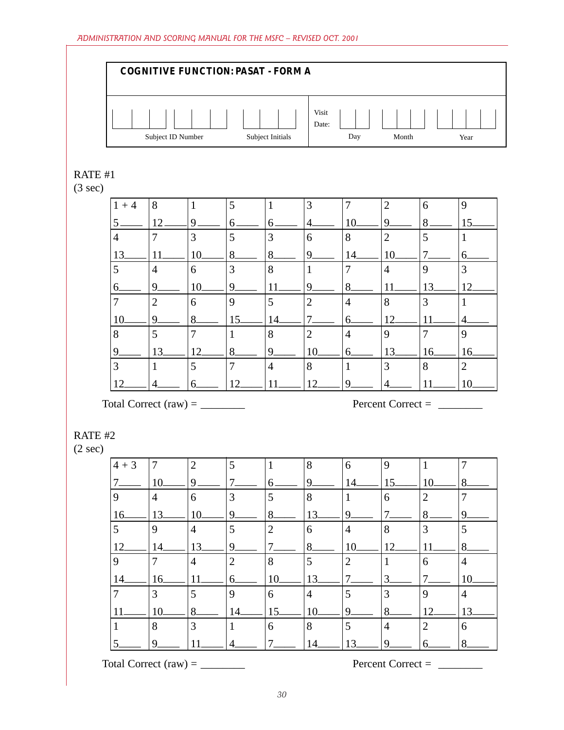## COGNITIVE FUNCTION: PASAT - FORM A

| Subject ID Number | Subject Initials | Visit Date: Day | Month | Year |
|---|---|---|---|---|
| | | | | |

RATE #1
(3 sec)

| | | | | | | | | | |
|---|---|---|---|---|---|---|---|---|---|
| 1 + 4<br>5____ | 8<br>12____ | 1<br>9____ | 5<br>6____ | 1<br>6____ | 3<br>4____ | 7<br>10____ | 2<br>9____ | 6<br>8____ | 9<br>15____ |
| 4<br>13____ | 7<br>11____ | 3<br>10____ | 5<br>8____ | 3<br>8____ | 6<br>9____ | 8<br>14____ | 2<br>10____ | 5<br>7____ | 1<br>6____ |
| 5<br>6____ | 4<br>9____ | 6<br>10____ | 3<br>9____ | 8<br>11____ | 1<br>9____ | 7<br>8____ | 4<br>11____ | 9<br>13____ | 3<br>12____ |
| 7<br>10____ | 2<br>9____ | 6<br>8____ | 9<br>15____ | 5<br>14____ | 2<br>7____ | 4<br>6____ | 8<br>12____ | 3<br>11____ | 1<br>4____ |
| 8<br>9____ | 5<br>13____ | 7<br>12____ | 1<br>8____ | 8<br>9____ | 2<br>10____ | 4<br>6____ | 9<br>13____ | 7<br>16____ | 9<br>16____ |
| 3<br>12____ | 1<br>4____ | 5<br>6____ | 7<br>12____ | 4<br>11____ | 8<br>12____ | 1<br>9____ | 3<br>4____ | 8<br>11____ | 2<br>10____ |

Total Correct (raw) = ________ Percent Correct = ________

RATE #2
(2 sec)

| | | | | | | | | | |
|---|---|---|---|---|---|---|---|---|---|
| 4 + 3<br>7____ | 7<br>10____ | 2<br>9____ | 5<br>7____ | 1<br>6____ | 8<br>9____ | 6<br>14____ | 9<br>15____ | 1<br>10____ | 7<br>8____ |
| 9<br>16____ | 4<br>13____ | 6<br>10____ | 3<br>9____ | 5<br>8____ | 8<br>13____ | 1<br>9____ | 6<br>7____ | 2<br>8____ | 7<br>9____ |
| 5<br>12____ | 9<br>14____ | 4<br>13____ | 5<br>9____ | 2<br>7____ | 6<br>8____ | 4<br>10____ | 8<br>12____ | 3<br>11____ | 5<br>8____ |
| 9<br>14____ | 7<br>16____ | 4<br>11____ | 2<br>6____ | 8<br>10____ | 5<br>13____ | 2<br>7____ | 1<br>3____ | 6<br>7____ | 4<br>10____ |
| 7<br>11____ | 3<br>10____ | 5<br>8____ | 9<br>14____ | 6<br>15____ | 4<br>10____ | 5<br>9____ | 3<br>8____ | 9<br>12____ | 4<br>13____ |
| 1<br>5____ | 8<br>9____ | 3<br>11____ | 1<br>4____ | 6<br>7____ | 8<br>14____ | 5<br>13____ | 4<br>9____ | 2<br>6____ | 6<br>8____ |

Total Correct (raw) = ________ Percent Correct = ________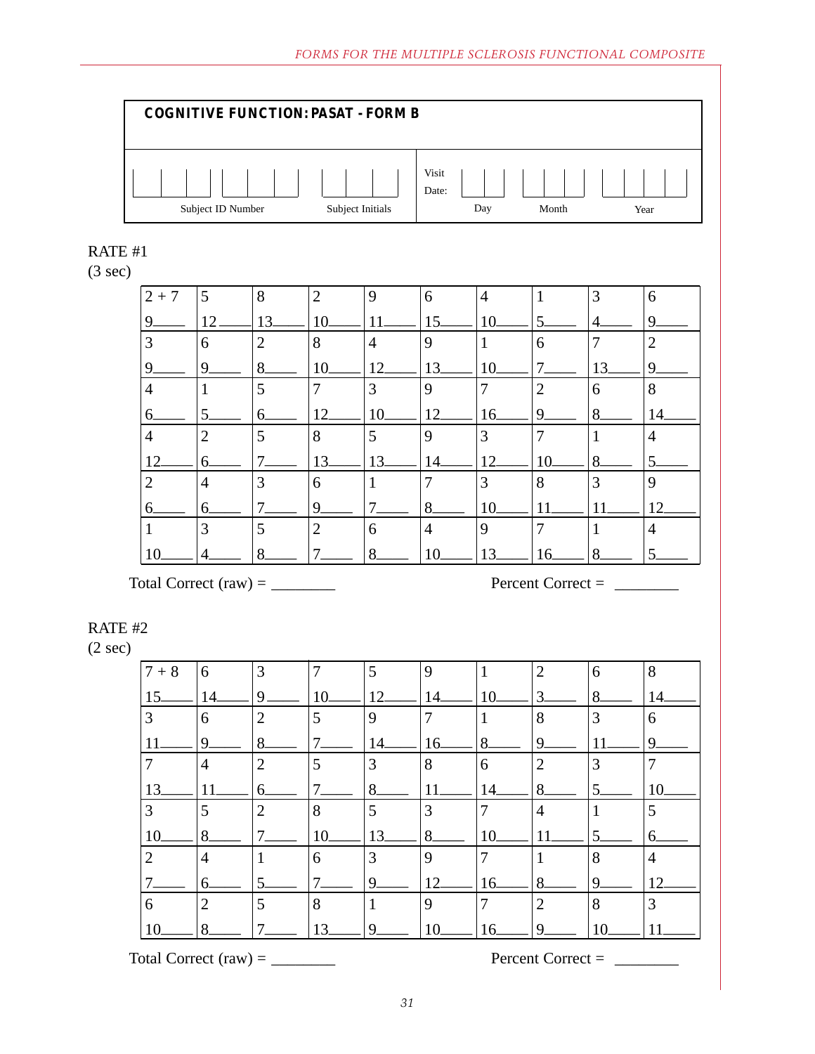## COGNITIVE FUNCTION: PASAT - FORM B

| Subject ID Number | Subject Initials | Visit Date: Day | Month | Year |
|---|---|---|---|---|
| | | | | |

RATE #1
(3 sec)

| | | | | | | | | | |
|---|---|---|---|---|---|---|---|---|---|
| 2 + 7<br>9____ | 5<br>12____ | 8<br>13____ | 2<br>10____ | 9<br>11____ | 6<br>15____ | 4<br>10____ | 1<br>5____ | 3<br>4____ | 6<br>9____ |
| 3<br>9____ | 6<br>9____ | 2<br>8____ | 8<br>10____ | 4<br>12____ | 9<br>13____ | 1<br>10____ | 6<br>7____ | 7<br>13____ | 2<br>9____ |
| 4<br>6____ | 1<br>5____ | 5<br>6____ | 7<br>12____ | 3<br>10____ | 9<br>12____ | 7<br>16____ | 2<br>9____ | 6<br>8____ | 8<br>14____ |
| 4<br>12____ | 2<br>6____ | 5<br>7____ | 8<br>13____ | 5<br>13____ | 9<br>14____ | 3<br>12____ | 7<br>10____ | 1<br>8____ | 4<br>5____ |
| 2<br>6____ | 4<br>6____ | 3<br>7____ | 6<br>9____ | 1<br>7____ | 7<br>8____ | 3<br>10____ | 8<br>11____ | 3<br>11____ | 9<br>12____ |
| 1<br>10____ | 3<br>4____ | 5<br>8____ | 2<br>7____ | 6<br>8____ | 4<br>10____ | 9<br>13____ | 7<br>16____ | 1<br>8____ | 4<br>5____ |

Total Correct (raw) = ________ Percent Correct = ________

RATE #2
(2 sec)

| | | | | | | | | | |
|---|---|---|---|---|---|---|---|---|---|
| 7 + 8<br>15____ | 6<br>14____ | 3<br>9____ | 7<br>10____ | 5<br>12____ | 9<br>14____ | 1<br>10____ | 2<br>3____ | 6<br>8____ | 8<br>14____ |
| 3<br>11____ | 6<br>9____ | 2<br>8____ | 5<br>7____ | 9<br>14____ | 7<br>16____ | 1<br>8____ | 8<br>9____ | 3<br>11____ | 6<br>9____ |
| 7<br>13____ | 4<br>11____ | 2<br>6____ | 5<br>7____ | 3<br>8____ | 8<br>11____ | 6<br>14____ | 2<br>8____ | 3<br>5____ | 7<br>10____ |
| 3<br>10____ | 5<br>8____ | 2<br>7____ | 8<br>10____ | 5<br>13____ | 3<br>8____ | 7<br>10____ | 4<br>11____ | 1<br>5____ | 5<br>6____ |
| 2<br>7____ | 4<br>6____ | 1<br>5____ | 6<br>7____ | 3<br>9____ | 9<br>12____ | 7<br>16____ | 1<br>8____ | 8<br>9____ | 4<br>12____ |
| 6<br>10____ | 2<br>8____ | 5<br>7____ | 8<br>13____ | 1<br>9____ | 9<br>10____ | 7<br>16____ | 2<br>9____ | 8<br>10____ | 3<br>11____ |

Total Correct (raw) = ________ Percent Correct = ________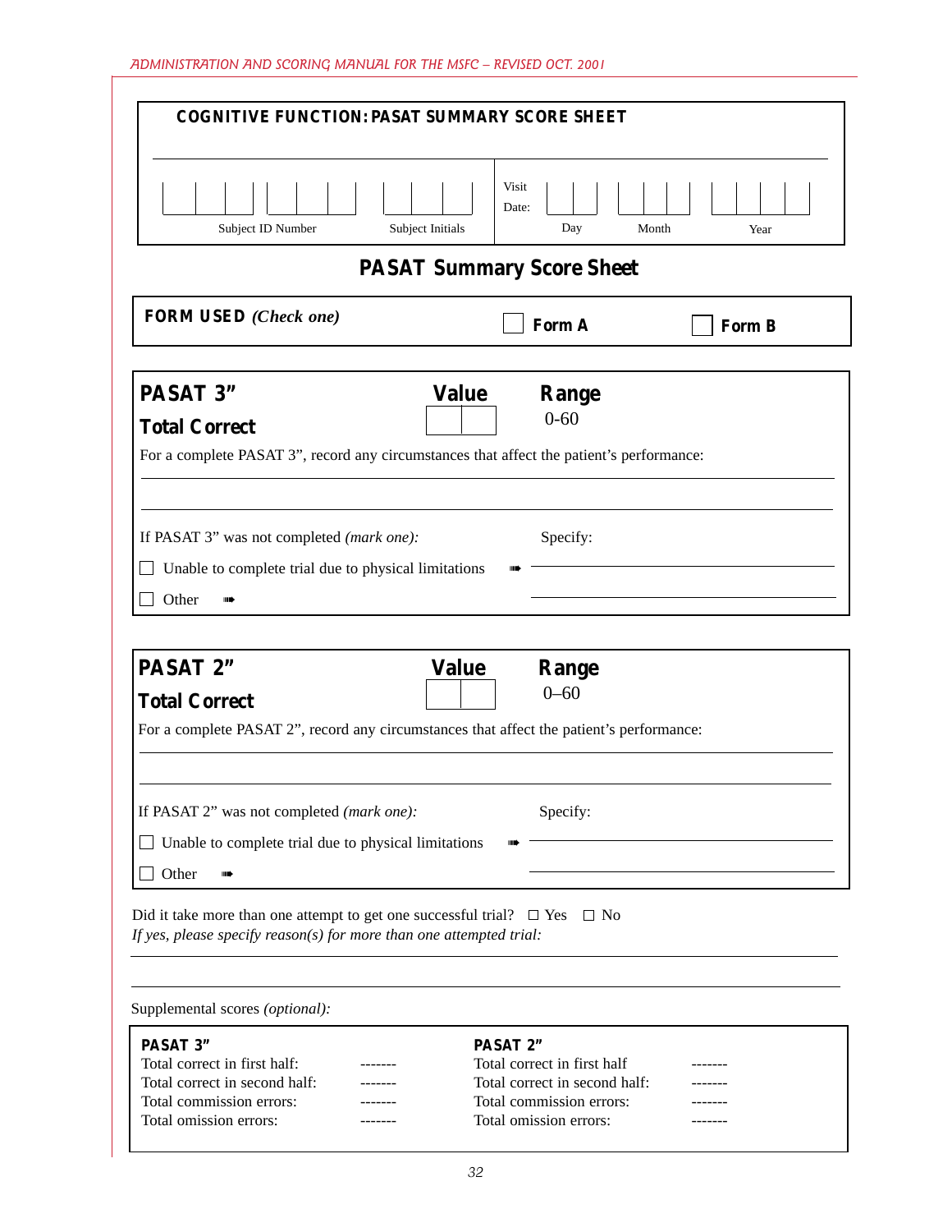## COGNITIVE FUNCTION: PASAT SUMMARY SCORE SHEET

| Subject ID Number | Subject Initials | Visit Date: Day | Month | Year |
|---|---|---|---|---|
| | | | | |

# PASAT Summary Score Sheet

**FORM USED** *(Check one)* ☐ **Form A** ☐ **Form B**

---

**PASAT 3"** **Total Correct** | **Value** ☐☐ | **Range** 0-60

For a complete PASAT 3", record any circumstances that affect the patient's performance:

______________________________________________

______________________________________________

If PASAT 3" was not completed *(mark one)*: Specify:

☐ Unable to complete trial due to physical limitations ➠ ______________________

☐ Other ➠ ______________________

---

**PASAT 2"** **Total Correct** | **Value** ☐☐ | **Range** 0–60

For a complete PASAT 2", record any circumstances that affect the patient's performance:

______________________________________________

______________________________________________

If PASAT 2" was not completed *(mark one)*: Specify:

☐ Unable to complete trial due to physical limitations ➠ ______________________

☐ Other ➠ ______________________

---

Did it take more than one attempt to get one successful trial? ☐ Yes ☐ No

*If yes, please specify reason(s) for more than one attempted trial:*

______________________________________________

______________________________________________

Supplemental scores *(optional)*:

| **PASAT 3"** | | **PASAT 2"** | |
|---|---|---|---|
| Total correct in first half: | ------- | Total correct in first half | ------- |
| Total correct in second half: | ------- | Total correct in second half: | ------- |
| Total commission errors: | ------- | Total commission errors: | ------- |
| Total omission errors: | ------- | Total omission errors: | ------- |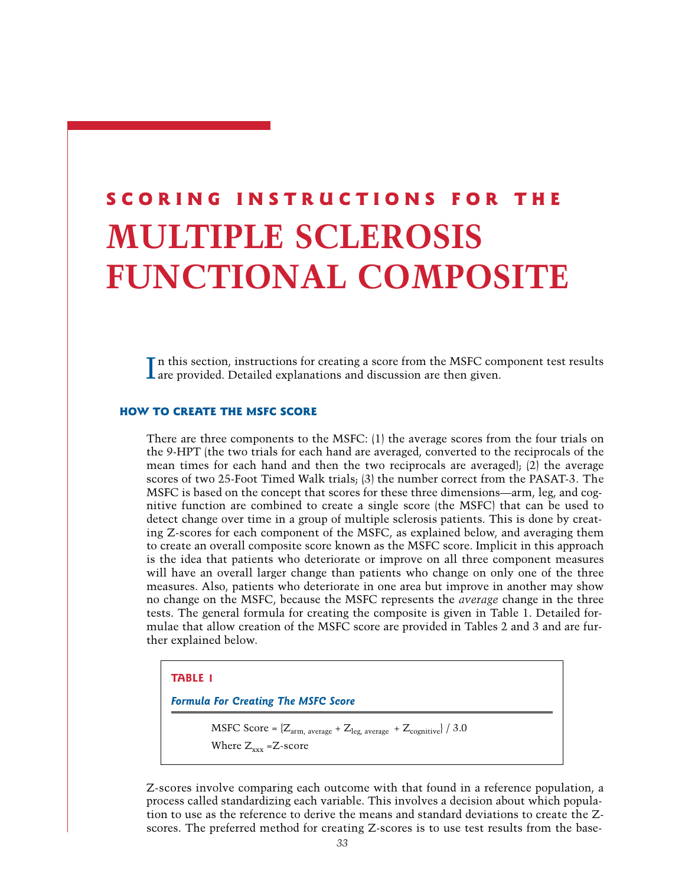# SCORING INSTRUCTIONS FOR THE MULTIPLE SCLEROSIS FUNCTIONAL COMPOSITE

In this section, instructions for creating a score from the MSFC component test results are provided. Detailed explanations and discussion are then given.

## HOW TO CREATE THE MSFC SCORE

There are three components to the MSFC: (1) the average scores from the four trials on the 9-HPT (the two trials for each hand are averaged, converted to the reciprocals of the mean times for each hand and then the two reciprocals are averaged); (2) the average scores of two 25-Foot Timed Walk trials; (3) the number correct from the PASAT-3. The MSFC is based on the concept that scores for these three dimensions—arm, leg, and cognitive function are combined to create a single score (the MSFC) that can be used to detect change over time in a group of multiple sclerosis patients. This is done by creating Z-scores for each component of the MSFC, as explained below, and averaging them to create an overall composite score known as the MSFC score. Implicit in this approach is the idea that patients who deteriorate or improve on all three component measures will have an overall larger change than patients who change on only one of the three measures. Also, patients who deteriorate in one area but improve in another may show no change on the MSFC, because the MSFC represents the *average* change in the three tests. The general formula for creating the composite is given in Table 1. Detailed formulae that allow creation of the MSFC score are provided in Tables 2 and 3 and are further explained below.

**TABLE 1**

***Formula For Creating The MSFC Score***

$$\text{MSFC Score} = \{Z_{\text{arm, average}} + Z_{\text{leg, average}} + Z_{\text{cognitive}}\} / 3.0$$

Where $Z_{xxx}$ =Z-score

Z-scores involve comparing each outcome with that found in a reference population, a process called standardizing each variable. This involves a decision about which population to use as the reference to derive the means and standard deviations to create the Z-scores. The preferred method for creating Z-scores is to use test results from the base-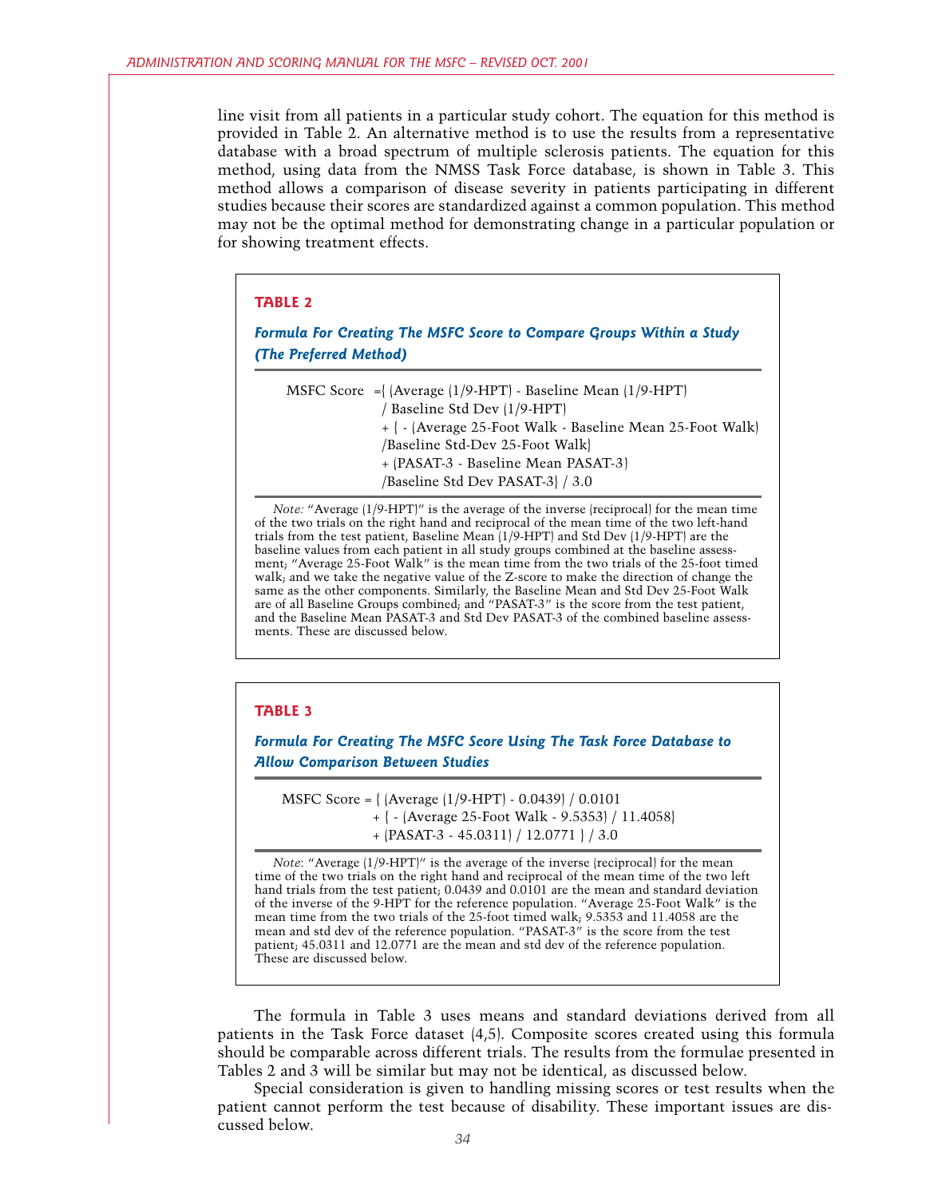line visit from all patients in a particular study cohort. The equation for this method is provided in Table 2. An alternative method is to use the results from a representative database with a broad spectrum of multiple sclerosis patients. The equation for this method, using data from the NMSS Task Force database, is shown in Table 3. This method allows a comparison of disease severity in patients participating in different studies because their scores are standardized against a common population. This method may not be the optimal method for demonstrating change in a particular population or for showing treatment effects.

**TABLE 2**

***Formula For Creating The MSFC Score to Compare Groups Within a Study (The Preferred Method)***

MSFC Score ={ (Average (1/9-HPT) - Baseline Mean (1/9-HPT)
/ Baseline Std Dev (1/9-HPT)
+ { - (Average 25-Foot Walk - Baseline Mean 25-Foot Walk)
/Baseline Std-Dev 25-Foot Walk}
+ (PASAT-3 - Baseline Mean PASAT-3)
/Baseline Std Dev PASAT-3} / 3.0

*Note:* "Average (1/9-HPT)" is the average of the inverse (reciprocal) for the mean time of the two trials on the right hand and reciprocal of the mean time of the two left-hand trials from the test patient, Baseline Mean (1/9-HPT) and Std Dev (1/9-HPT) are the baseline values from each patient in all study groups combined at the baseline assessment; "Average 25-Foot Walk" is the mean time from the two trials of the 25-foot timed walk; and we take the negative value of the Z-score to make the direction of change the same as the other components. Similarly, the Baseline Mean and Std Dev 25-Foot Walk are of all Baseline Groups combined; and "PASAT-3" is the score from the test patient, and the Baseline Mean PASAT-3 and Std Dev PASAT-3 of the combined baseline assessments. These are discussed below.

**TABLE 3**

***Formula For Creating The MSFC Score Using The Task Force Database to Allow Comparison Between Studies***

MSFC Score = { (Average (1/9-HPT) - 0.0439) / 0.0101
+ { - (Average 25-Foot Walk - 9.5353) / 11.4058}
+ (PASAT-3 - 45.0311) / 12.0771 } / 3.0

*Note*: "Average (1/9-HPT)" is the average of the inverse (reciprocal) for the mean time of the two trials on the right hand and reciprocal of the mean time of the two left hand trials from the test patient; 0.0439 and 0.0101 are the mean and standard deviation of the inverse of the 9-HPT for the reference population. "Average 25-Foot Walk" is the mean time from the two trials of the 25-foot timed walk; 9.5353 and 11.4058 are the mean and std dev of the reference population. "PASAT-3" is the score from the test patient; 45.0311 and 12.0771 are the mean and std dev of the reference population. These are discussed below.

The formula in Table 3 uses means and standard deviations derived from all patients in the Task Force dataset (4,5). Composite scores created using this formula should be comparable across different trials. The results from the formulae presented in Tables 2 and 3 will be similar but may not be identical, as discussed below.

Special consideration is given to handling missing scores or test results when the patient cannot perform the test because of disability. These important issues are discussed below.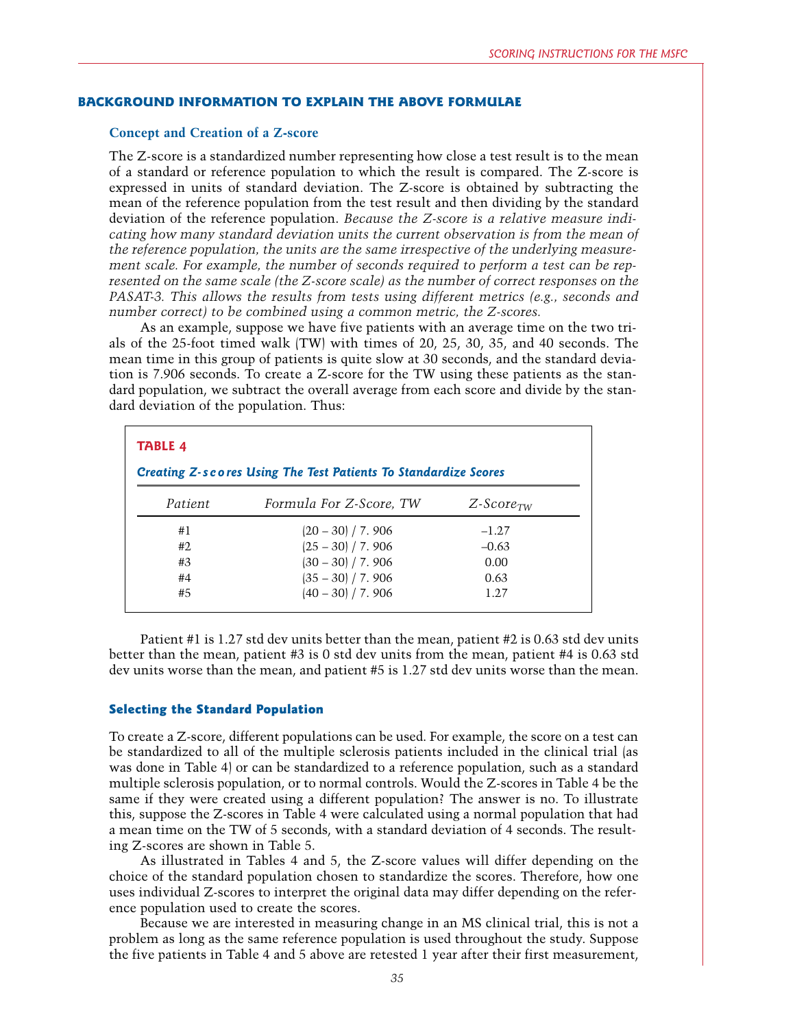## BACKGROUND INFORMATION TO EXPLAIN THE ABOVE FORMULAE

### Concept and Creation of a Z-score

The Z-score is a standardized number representing how close a test result is to the mean of a standard or reference population to which the result is compared. The Z-score is expressed in units of standard deviation. The Z-score is obtained by subtracting the mean of the reference population from the test result and then dividing by the standard deviation of the reference population. *Because the Z-score is a relative measure indicating how many standard deviation units the current observation is from the mean of the reference population, the units are the same irrespective of the underlying measurement scale. For example, the number of seconds required to perform a test can be represented on the same scale (the Z-score scale) as the number of correct responses on the PASAT-3. This allows the results from tests using different metrics (e.g., seconds and number correct) to be combined using a common metric, the Z-scores.*

As an example, suppose we have five patients with an average time on the two trials of the 25-foot timed walk (TW) with times of 20, 25, 30, 35, and 40 seconds. The mean time in this group of patients is quite slow at 30 seconds, and the standard deviation is 7.906 seconds. To create a Z-score for the TW using these patients as the standard population, we subtract the overall average from each score and divide by the standard deviation of the population. Thus:

**TABLE 4**

***Creating Z-scores Using The Test Patients To Standardize Scores***

| *Patient* | *Formula For Z-Score, TW* | $Z\text{-}Score_{TW}$ |
|---|---|---|
| #1 | (20 – 30) / 7. 906 | –1.27 |
| #2 | (25 – 30) / 7. 906 | –0.63 |
| #3 | (30 – 30) / 7. 906 | 0.00 |
| #4 | (35 – 30) / 7. 906 | 0.63 |
| #5 | (40 – 30) / 7. 906 | 1.27 |

Patient #1 is 1.27 std dev units better than the mean, patient #2 is 0.63 std dev units better than the mean, patient #3 is 0 std dev units from the mean, patient #4 is 0.63 std dev units worse than the mean, and patient #5 is 1.27 std dev units worse than the mean.

### Selecting the Standard Population

To create a Z-score, different populations can be used. For example, the score on a test can be standardized to all of the multiple sclerosis patients included in the clinical trial (as was done in Table 4) or can be standardized to a reference population, such as a standard multiple sclerosis population, or to normal controls. Would the Z-scores in Table 4 be the same if they were created using a different population? The answer is no. To illustrate this, suppose the Z-scores in Table 4 were calculated using a normal population that had a mean time on the TW of 5 seconds, with a standard deviation of 4 seconds. The resulting Z-scores are shown in Table 5.

As illustrated in Tables 4 and 5, the Z-score values will differ depending on the choice of the standard population chosen to standardize the scores. Therefore, how one uses individual Z-scores to interpret the original data may differ depending on the reference population used to create the scores.

Because we are interested in measuring change in an MS clinical trial, this is not a problem as long as the same reference population is used throughout the study. Suppose the five patients in Table 4 and 5 above are retested 1 year after their first measurement,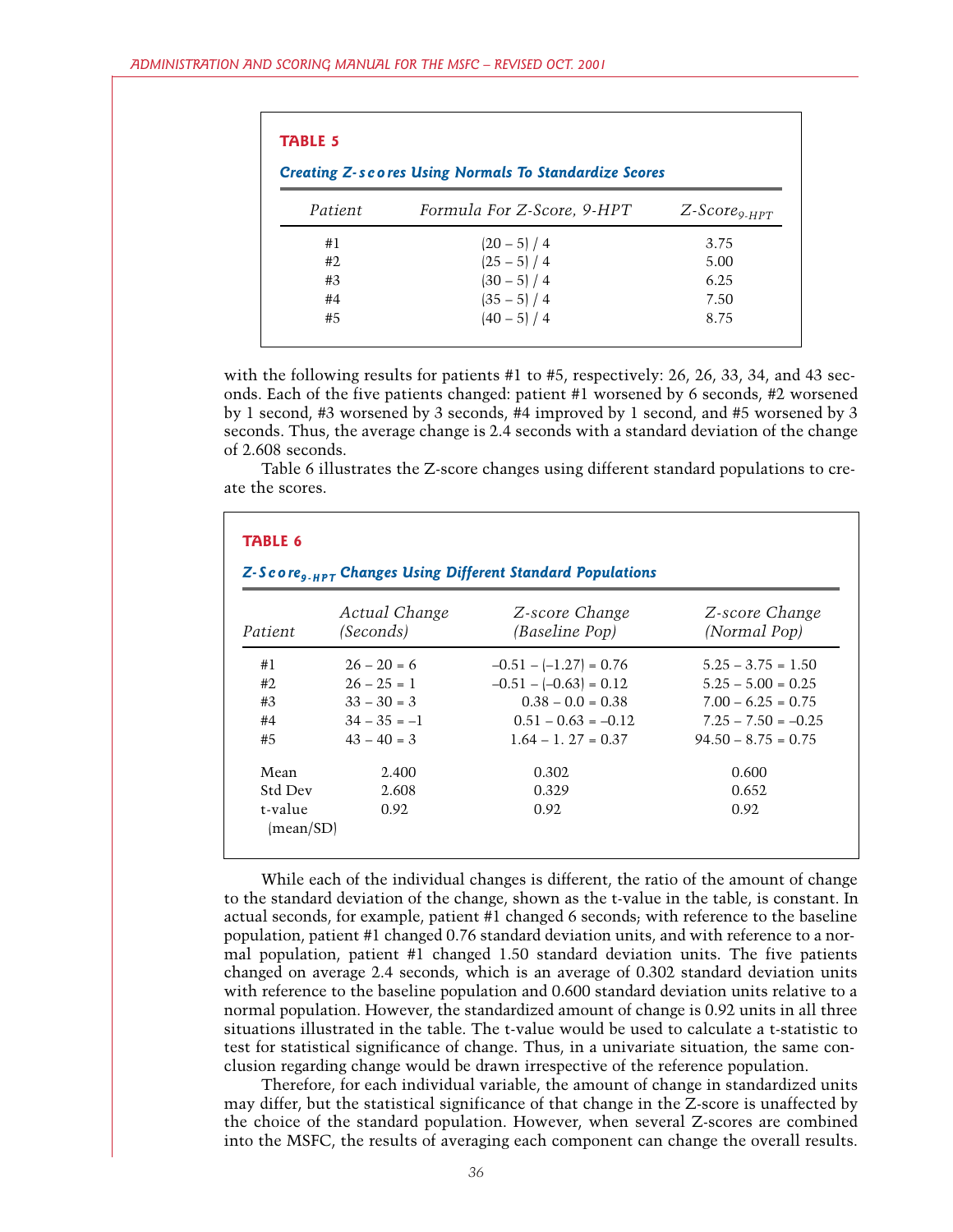**TABLE 5**

***Creating Z-scores Using Normals To Standardize Scores***

| *Patient* | *Formula For Z-Score, 9-HPT* | *Z-Score$_{9\text{-}HPT}$* |
|---|---|---|
| #1 | (20 – 5) / 4 | 3.75 |
| #2 | (25 – 5) / 4 | 5.00 |
| #3 | (30 – 5) / 4 | 6.25 |
| #4 | (35 – 5) / 4 | 7.50 |
| #5 | (40 – 5) / 4 | 8.75 |

with the following results for patients #1 to #5, respectively: 26, 26, 33, 34, and 43 seconds. Each of the five patients changed: patient #1 worsened by 6 seconds, #2 worsened by 1 second, #3 worsened by 3 seconds, #4 improved by 1 second, and #5 worsened by 3 seconds. Thus, the average change is 2.4 seconds with a standard deviation of the change of 2.608 seconds.

Table 6 illustrates the Z-score changes using different standard populations to create the scores.

**TABLE 6**

***Z-Score$_{9\text{-}HPT}$ Changes Using Different Standard Populations***

| *Patient* | *Actual Change (Seconds)* | *Z-score Change (Baseline Pop)* | *Z-score Change (Normal Pop)* |
|---|---|---|---|
| #1 | 26 – 20 = 6 | –0.51 – (–1.27) = 0.76 | 5.25 – 3.75 = 1.50 |
| #2 | 26 – 25 = 1 | –0.51 – (–0.63) = 0.12 | 5.25 – 5.00 = 0.25 |
| #3 | 33 – 30 = 3 | 0.38 – 0.0 = 0.38 | 7.00 – 6.25 = 0.75 |
| #4 | 34 – 35 = –1 | 0.51 – 0.63 = –0.12 | 7.25 – 7.50 = –0.25 |
| #5 | 43 – 40 = 3 | 1.64 – 1. 27 = 0.37 | 94.50 – 8.75 = 0.75 |
| Mean | 2.400 | 0.302 | 0.600 |
| Std Dev | 2.608 | 0.329 | 0.652 |
| t-value (mean/SD) | 0.92 | 0.92 | 0.92 |

While each of the individual changes is different, the ratio of the amount of change to the standard deviation of the change, shown as the t-value in the table, is constant. In actual seconds, for example, patient #1 changed 6 seconds; with reference to the baseline population, patient #1 changed 0.76 standard deviation units, and with reference to a normal population, patient #1 changed 1.50 standard deviation units. The five patients changed on average 2.4 seconds, which is an average of 0.302 standard deviation units with reference to the baseline population and 0.600 standard deviation units relative to a normal population. However, the standardized amount of change is 0.92 units in all three situations illustrated in the table. The t-value would be used to calculate a t-statistic to test for statistical significance of change. Thus, in a univariate situation, the same conclusion regarding change would be drawn irrespective of the reference population.

Therefore, for each individual variable, the amount of change in standardized units may differ, but the statistical significance of that change in the Z-score is unaffected by the choice of the standard population. However, when several Z-scores are combined into the MSFC, the results of averaging each component can change the overall results.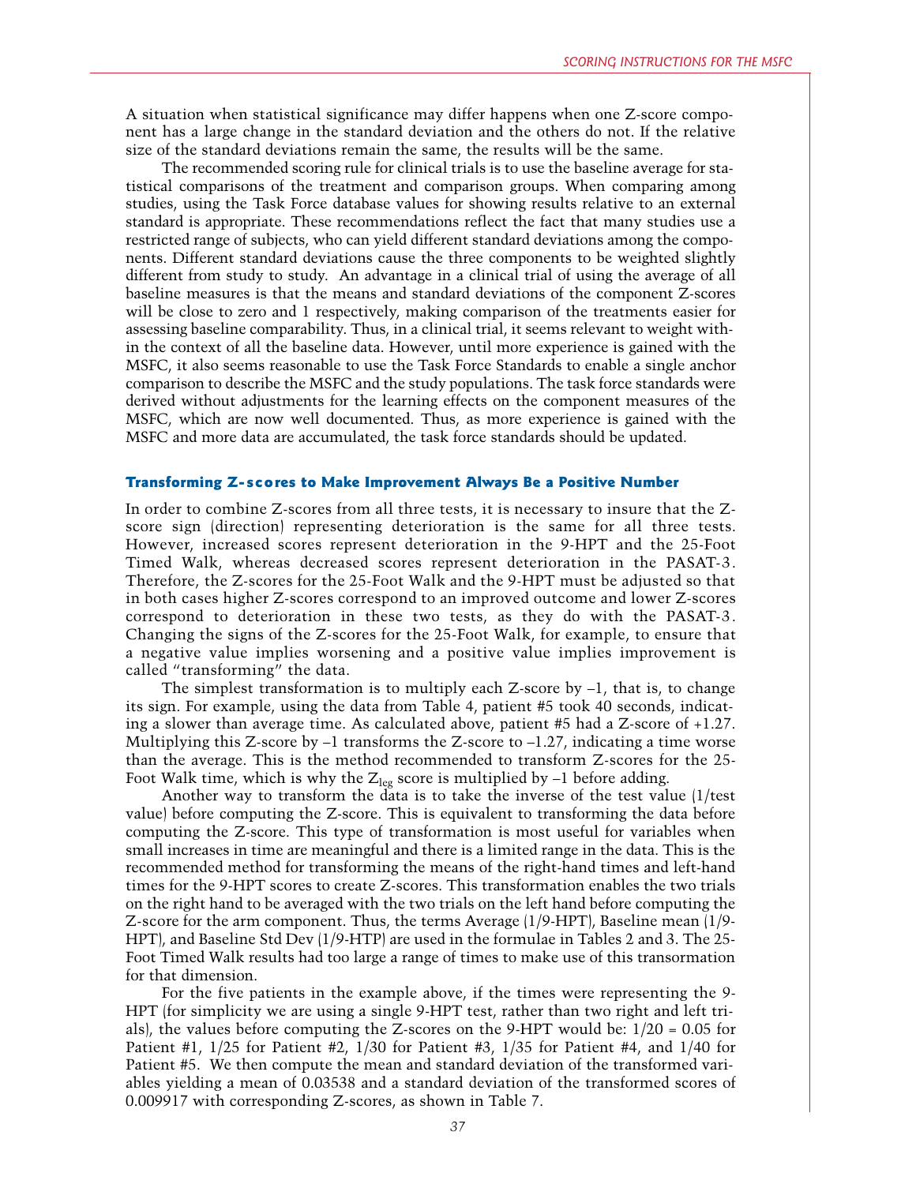A situation when statistical significance may differ happens when one Z-score component has a large change in the standard deviation and the others do not. If the relative size of the standard deviations remain the same, the results will be the same.

The recommended scoring rule for clinical trials is to use the baseline average for statistical comparisons of the treatment and comparison groups. When comparing among studies, using the Task Force database values for showing results relative to an external standard is appropriate. These recommendations reflect the fact that many studies use a restricted range of subjects, who can yield different standard deviations among the components. Different standard deviations cause the three components to be weighted slightly different from study to study. An advantage in a clinical trial of using the average of all baseline measures is that the means and standard deviations of the component Z-scores will be close to zero and 1 respectively, making comparison of the treatments easier for assessing baseline comparability. Thus, in a clinical trial, it seems relevant to weight within the context of all the baseline data. However, until more experience is gained with the MSFC, it also seems reasonable to use the Task Force Standards to enable a single anchor comparison to describe the MSFC and the study populations. The task force standards were derived without adjustments for the learning effects on the component measures of the MSFC, which are now well documented. Thus, as more experience is gained with the MSFC and more data are accumulated, the task force standards should be updated.

### Transforming Z-scores to Make Improvement Always Be a Positive Number

In order to combine Z-scores from all three tests, it is necessary to insure that the Z-score sign (direction) representing deterioration is the same for all three tests. However, increased scores represent deterioration in the 9-HPT and the 25-Foot Timed Walk, whereas decreased scores represent deterioration in the PASAT-3. Therefore, the Z-scores for the 25-Foot Walk and the 9-HPT must be adjusted so that in both cases higher Z-scores correspond to an improved outcome and lower Z-scores correspond to deterioration in these two tests, as they do with the PASAT-3. Changing the signs of the Z-scores for the 25-Foot Walk, for example, to ensure that a negative value implies worsening and a positive value implies improvement is called "transforming" the data.

The simplest transformation is to multiply each Z-score by –1, that is, to change its sign. For example, using the data from Table 4, patient #5 took 40 seconds, indicating a slower than average time. As calculated above, patient #5 had a Z-score of +1.27. Multiplying this Z-score by –1 transforms the Z-score to –1.27, indicating a time worse than the average. This is the method recommended to transform Z-scores for the 25-Foot Walk time, which is why the $Z_{leg}$ score is multiplied by –1 before adding.

Another way to transform the data is to take the inverse of the test value (1/test value) before computing the Z-score. This is equivalent to transforming the data before computing the Z-score. This type of transformation is most useful for variables when small increases in time are meaningful and there is a limited range in the data. This is the recommended method for transforming the means of the right-hand times and left-hand times for the 9-HPT scores to create Z-scores. This transformation enables the two trials on the right hand to be averaged with the two trials on the left hand before computing the Z-score for the arm component. Thus, the terms Average (1/9-HPT), Baseline mean (1/9-HPT), and Baseline Std Dev (1/9-HTP) are used in the formulae in Tables 2 and 3. The 25-Foot Timed Walk results had too large a range of times to make use of this transormation for that dimension.

For the five patients in the example above, if the times were representing the 9-HPT (for simplicity we are using a single 9-HPT test, rather than two right and left trials), the values before computing the Z-scores on the 9-HPT would be: 1/20 = 0.05 for Patient #1, 1/25 for Patient #2, 1/30 for Patient #3, 1/35 for Patient #4, and 1/40 for Patient #5. We then compute the mean and standard deviation of the transformed variables yielding a mean of 0.03538 and a standard deviation of the transformed scores of 0.009917 with corresponding Z-scores, as shown in Table 7.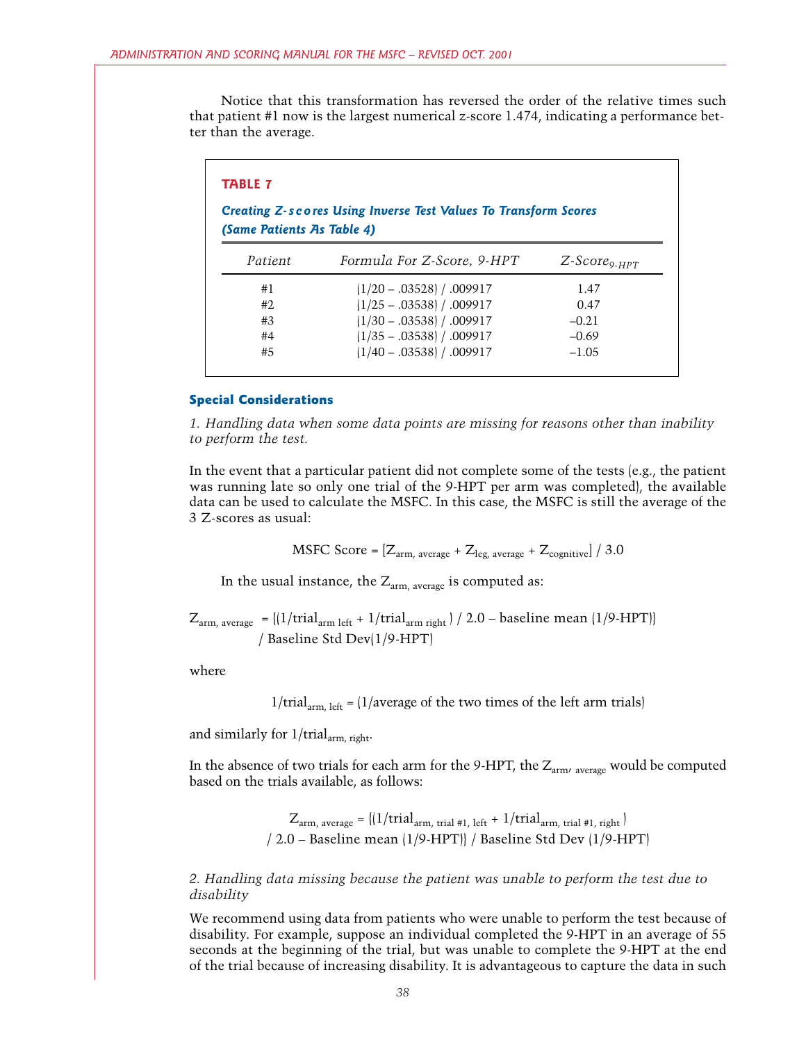Notice that this transformation has reversed the order of the relative times such that patient #1 now is the largest numerical z-score 1.474, indicating a performance better than the average.

**TABLE 7**

***Creating Z-scores Using Inverse Test Values To Transform Scores (Same Patients As Table 4)***

| *Patient* | *Formula For Z-Score, 9-HPT* | *Z-Score$_{9\text{-}HPT}$* |
|---|---|---|
| #1 | (1/20 – .03528) / .009917 | 1.47 |
| #2 | (1/25 – .03538) / .009917 | 0.47 |
| #3 | (1/30 – .03538) / .009917 | –0.21 |
| #4 | (1/35 – .03538) / .009917 | –0.69 |
| #5 | (1/40 – .03538) / .009917 | –1.05 |

### Special Considerations

*1. Handling data when some data points are missing for reasons other than inability to perform the test.*

In the event that a particular patient did not complete some of the tests (e.g., the patient was running late so only one trial of the 9-HPT per arm was completed), the available data can be used to calculate the MSFC. In this case, the MSFC is still the average of the 3 Z-scores as usual:

$$\text{MSFC Score} = [Z_{\text{arm, average}} + Z_{\text{leg, average}} + Z_{\text{cognitive}}] / 3.0$$

In the usual instance, the $Z_{\text{arm, average}}$ is computed as:

$$Z_{\text{arm, average}} = \{(1/\text{trial}_{\text{arm left}} + 1/\text{trial}_{\text{arm right}}) / 2.0 - \text{baseline mean } (1/\text{9-HPT})\} / \text{Baseline Std Dev}(1/\text{9-HPT})$$

where

$$1/\text{trial}_{\text{arm, left}} = (1/\text{average of the two times of the left arm trials})$$

and similarly for $1/\text{trial}_{\text{arm, right}}$.

In the absence of two trials for each arm for the 9-HPT, the $Z_{\text{arm, average}}$ would be computed based on the trials available, as follows:

$$Z_{\text{arm, average}} = \{(1/\text{trial}_{\text{arm, trial \#1, left}} + 1/\text{trial}_{\text{arm, trial \#1, right}}) / 2.0 - \text{Baseline mean } (1/\text{9-HPT})\} / \text{Baseline Std Dev } (1/\text{9-HPT})$$

*2. Handling data missing because the patient was unable to perform the test due to disability*

We recommend using data from patients who were unable to perform the test because of disability. For example, suppose an individual completed the 9-HPT in an average of 55 seconds at the beginning of the trial, but was unable to complete the 9-HPT at the end of the trial because of increasing disability. It is advantageous to capture the data in such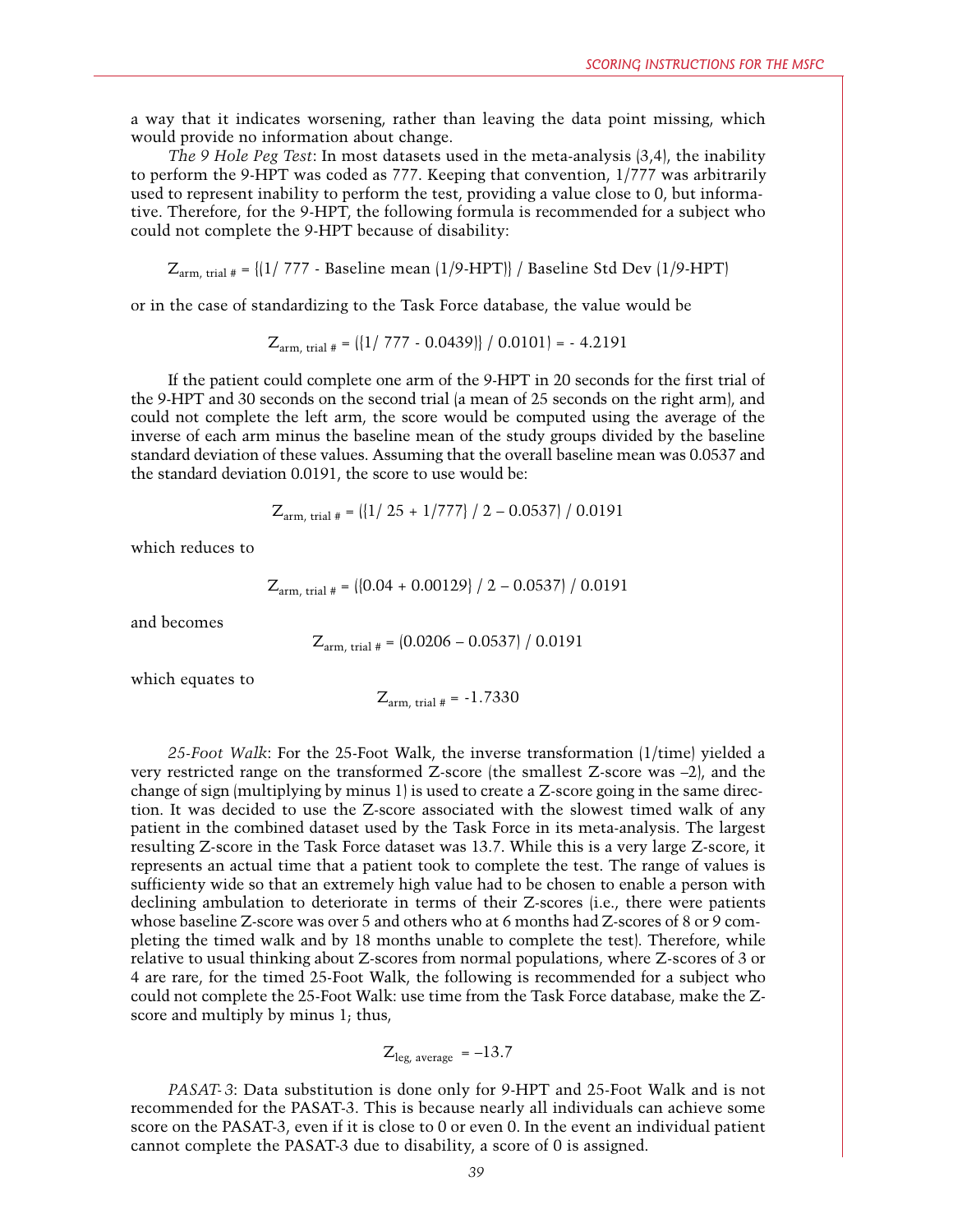a way that it indicates worsening, rather than leaving the data point missing, which would provide no information about change.

*The 9 Hole Peg Test*: In most datasets used in the meta-analysis (3,4), the inability to perform the 9-HPT was coded as 777. Keeping that convention, 1/777 was arbitrarily used to represent inability to perform the test, providing a value close to 0, but informative. Therefore, for the 9-HPT, the following formula is recommended for a subject who could not complete the 9-HPT because of disability:

$$Z_{\text{arm, trial \#}} = \{(1/\ 777 \text{ - Baseline mean } (1/9\text{-HPT})\} \text{ / Baseline Std Dev } (1/9\text{-HPT})$$

or in the case of standardizing to the Task Force database, the value would be

$$Z_{\text{arm, trial \#}} = (\{1/\ 777 - 0.0439)\} \ /\ 0.0101) = -\ 4.2191$$

If the patient could complete one arm of the 9-HPT in 20 seconds for the first trial of the 9-HPT and 30 seconds on the second trial (a mean of 25 seconds on the right arm), and could not complete the left arm, the score would be computed using the average of the inverse of each arm minus the baseline mean of the study groups divided by the baseline standard deviation of these values. Assuming that the overall baseline mean was 0.0537 and the standard deviation 0.0191, the score to use would be:

$$Z_{\text{arm, trial \#}} = (\{1/\ 25 + 1/777\} \ /\ 2 - 0.0537) \ /\ 0.0191$$

which reduces to

$$Z_{\text{arm, trial \#}} = (\{0.04 + 0.00129\} \ /\ 2 - 0.0537) \ /\ 0.0191$$

and becomes

$$Z_{\text{arm, trial \#}} = (0.0206 - 0.0537) \ /\ 0.0191$$

which equates to

$$Z_{\text{arm, trial \#}} = -1.7330$$

*25-Foot Walk*: For the 25-Foot Walk, the inverse transformation (1/time) yielded a very restricted range on the transformed Z-score (the smallest Z-score was –2), and the change of sign (multiplying by minus 1) is used to create a Z-score going in the same direction. It was decided to use the Z-score associated with the slowest timed walk of any patient in the combined dataset used by the Task Force in its meta-analysis. The largest resulting Z-score in the Task Force dataset was 13.7. While this is a very large Z-score, it represents an actual time that a patient took to complete the test. The range of values is sufficienty wide so that an extremely high value had to be chosen to enable a person with declining ambulation to deteriorate in terms of their Z-scores (i.e., there were patients whose baseline Z-score was over 5 and others who at 6 months had Z-scores of 8 or 9 completing the timed walk and by 18 months unable to complete the test). Therefore, while relative to usual thinking about Z-scores from normal populations, where Z-scores of 3 or 4 are rare, for the timed 25-Foot Walk, the following is recommended for a subject who could not complete the 25-Foot Walk: use time from the Task Force database, make the Z-score and multiply by minus 1; thus,

$$Z_{\text{leg, average}} = -13.7$$

*PASAT-3*: Data substitution is done only for 9-HPT and 25-Foot Walk and is not recommended for the PASAT-3. This is because nearly all individuals can achieve some score on the PASAT-3, even if it is close to 0 or even 0. In the event an individual patient cannot complete the PASAT-3 due to disability, a score of 0 is assigned.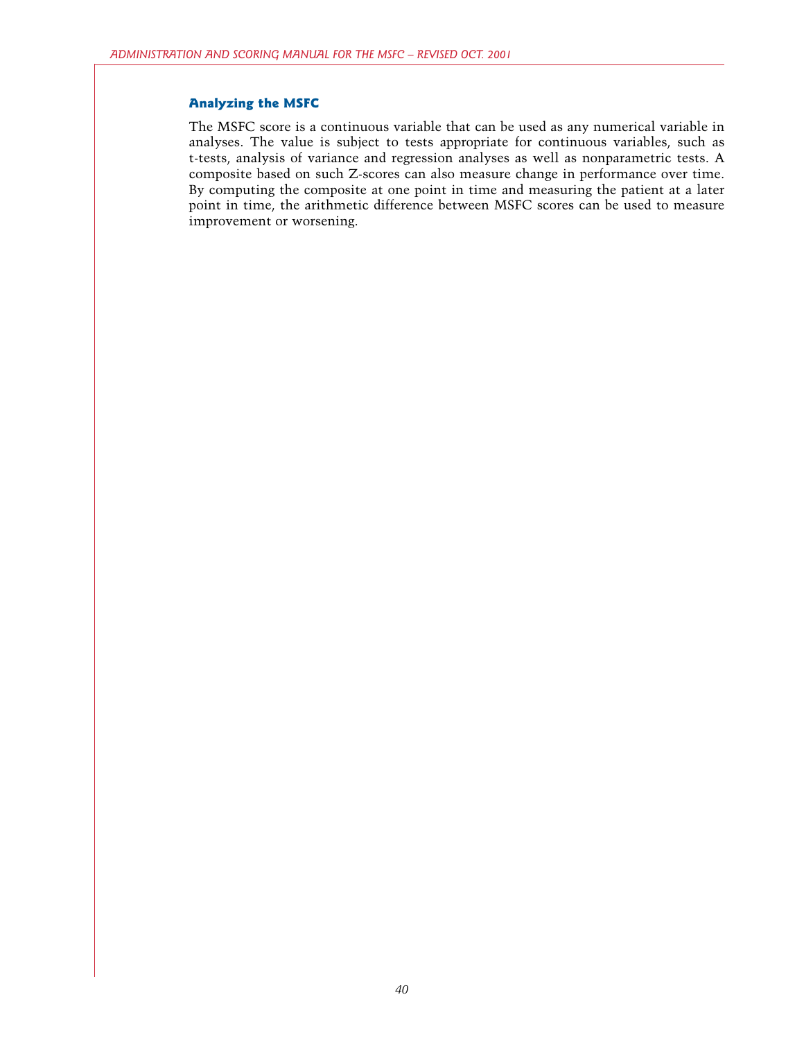### Analyzing the MSFC

The MSFC score is a continuous variable that can be used as any numerical variable in analyses. The value is subject to tests appropriate for continuous variables, such as t-tests, analysis of variance and regression analyses as well as nonparametric tests. A composite based on such Z-scores can also measure change in performance over time. By computing the composite at one point in time and measuring the patient at a later point in time, the arithmetic difference between MSFC scores can be used to measure improvement or worsening.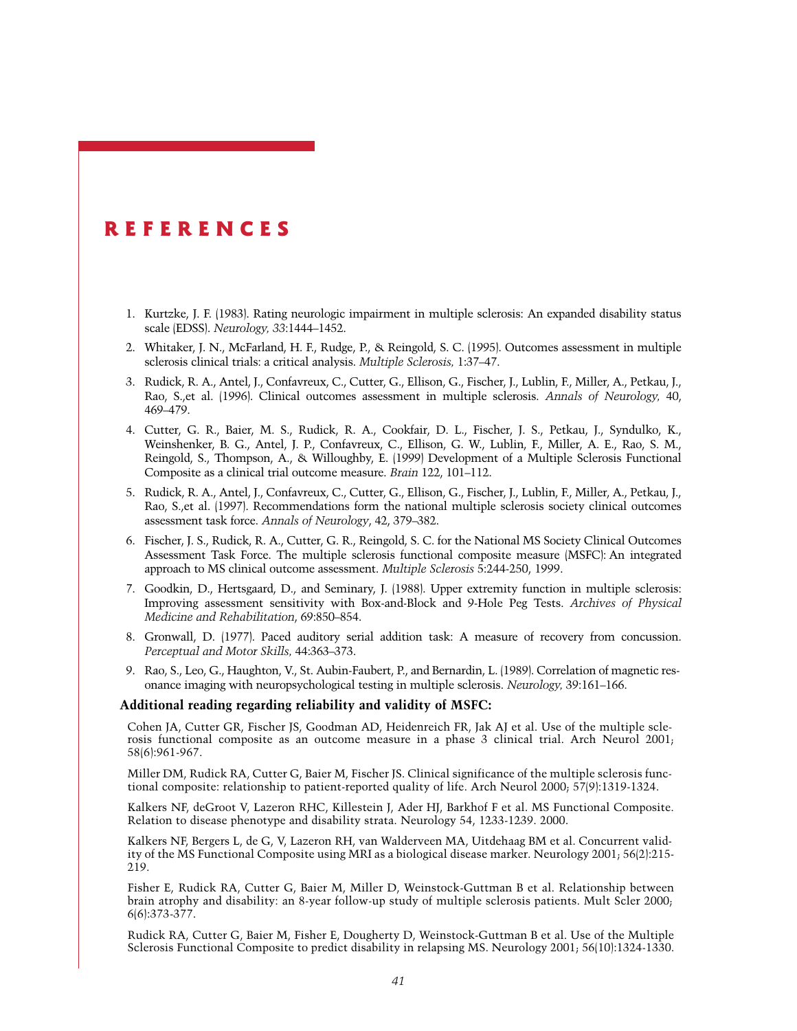# REFERENCES

1. Kurtzke, J. F. (1983). Rating neurologic impairment in multiple sclerosis: An expanded disability status scale (EDSS). *Neurology, 33*:1444–1452.
2. Whitaker, J. N., McFarland, H. F., Rudge, P., & Reingold, S. C. (1995). Outcomes assessment in multiple sclerosis clinical trials: a critical analysis. *Multiple Sclerosis,* 1:37–47.
3. Rudick, R. A., Antel, J., Confavreux, C., Cutter, G., Ellison, G., Fischer, J., Lublin, F., Miller, A., Petkau, J., Rao, S.,et al. (1996). Clinical outcomes assessment in multiple sclerosis. *Annals of Neurology,* 40, 469–479.
4. Cutter, G. R., Baier, M. S., Rudick, R. A., Cookfair, D. L., Fischer, J. S., Petkau, J., Syndulko, K., Weinshenker, B. G., Antel, J. P., Confavreux, C., Ellison, G. W., Lublin, F., Miller, A. E., Rao, S. M., Reingold, S., Thompson, A., & Willoughby, E. (1999) Development of a Multiple Sclerosis Functional Composite as a clinical trial outcome measure. *Brain* 122, 101–112.
5. Rudick, R. A., Antel, J., Confavreux, C., Cutter, G., Ellison, G., Fischer, J., Lublin, F., Miller, A., Petkau, J., Rao, S.,et al. (1997). Recommendations form the national multiple sclerosis society clinical outcomes assessment task force. *Annals of Neurology*, 42, 379–382.
6. Fischer, J. S., Rudick, R. A., Cutter, G. R., Reingold, S. C. for the National MS Society Clinical Outcomes Assessment Task Force. The multiple sclerosis functional composite measure (MSFC): An integrated approach to MS clinical outcome assessment. *Multiple Sclerosis* 5:244-250, 1999.
7. Goodkin, D., Hertsgaard, D., and Seminary, J. (1988). Upper extremity function in multiple sclerosis: Improving assessment sensitivity with Box-and-Block and 9-Hole Peg Tests. *Archives of Physical Medicine and Rehabilitation*, 69:850–854.
8. Gronwall, D. (1977). Paced auditory serial addition task: A measure of recovery from concussion. *Perceptual and Motor Skills,* 44:363–373.
9. Rao, S., Leo, G., Haughton, V., St. Aubin-Faubert, P., and Bernardin, L. (1989). Correlation of magnetic resonance imaging with neuropsychological testing in multiple sclerosis. *Neurology,* 39:161–166.

**Additional reading regarding reliability and validity of MSFC:**

Cohen JA, Cutter GR, Fischer JS, Goodman AD, Heidenreich FR, Jak AJ et al. Use of the multiple sclerosis functional composite as an outcome measure in a phase 3 clinical trial. Arch Neurol 2001; 58(6):961-967.

Miller DM, Rudick RA, Cutter G, Baier M, Fischer JS. Clinical significance of the multiple sclerosis functional composite: relationship to patient-reported quality of life. Arch Neurol 2000; 57(9):1319-1324.

Kalkers NF, deGroot V, Lazeron RHC, Killestein J, Ader HJ, Barkhof F et al. MS Functional Composite. Relation to disease phenotype and disability strata. Neurology 54, 1233-1239. 2000.

Kalkers NF, Bergers L, de G, V, Lazeron RH, van Walderveen MA, Uitdehaag BM et al. Concurrent validity of the MS Functional Composite using MRI as a biological disease marker. Neurology 2001; 56(2):215-219.

Fisher E, Rudick RA, Cutter G, Baier M, Miller D, Weinstock-Guttman B et al. Relationship between brain atrophy and disability: an 8-year follow-up study of multiple sclerosis patients. Mult Scler 2000; 6(6):373-377.

Rudick RA, Cutter G, Baier M, Fisher E, Dougherty D, Weinstock-Guttman B et al. Use of the Multiple Sclerosis Functional Composite to predict disability in relapsing MS. Neurology 2001; 56(10):1324-1330.